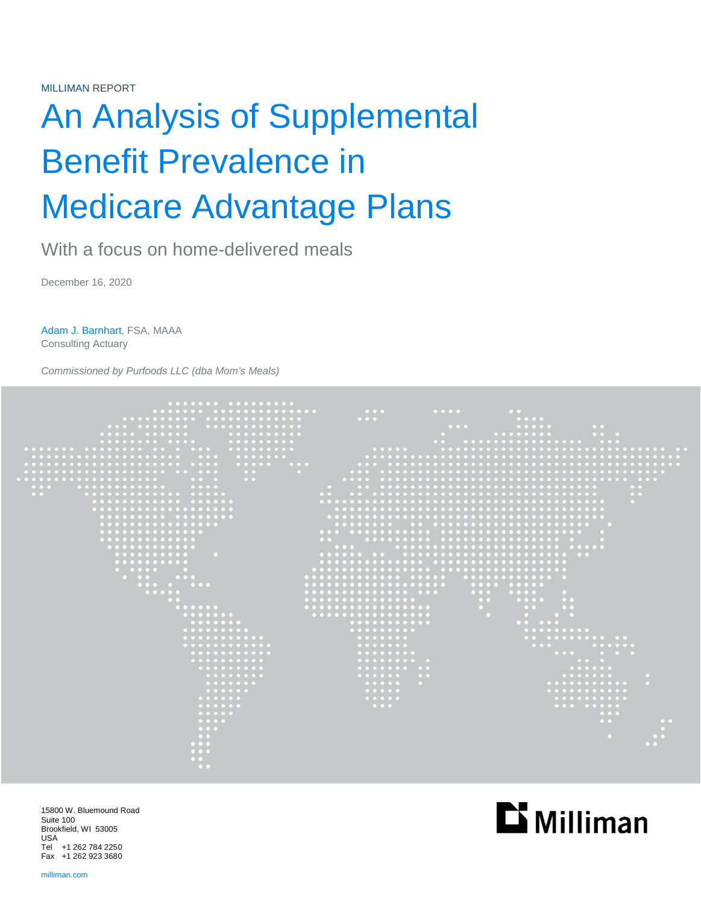MILLIMAN REPORT

# An Analysis of Supplemental Benefit Prevalence in Medicare Advantage Plans

## With a focus on home-delivered meals

December 16, 2020

Adam J. Barnhart, FSA, MAAA
Consulting Actuary

*Commissioned by Purfoods LLC (dba Mom's Meals)*

15800 W. Bluemound Road
Suite 100
Brookfield, WI 53005
USA
Tel +1 262 784 2250
Fax +1 262 923 3680

milliman.com

Milliman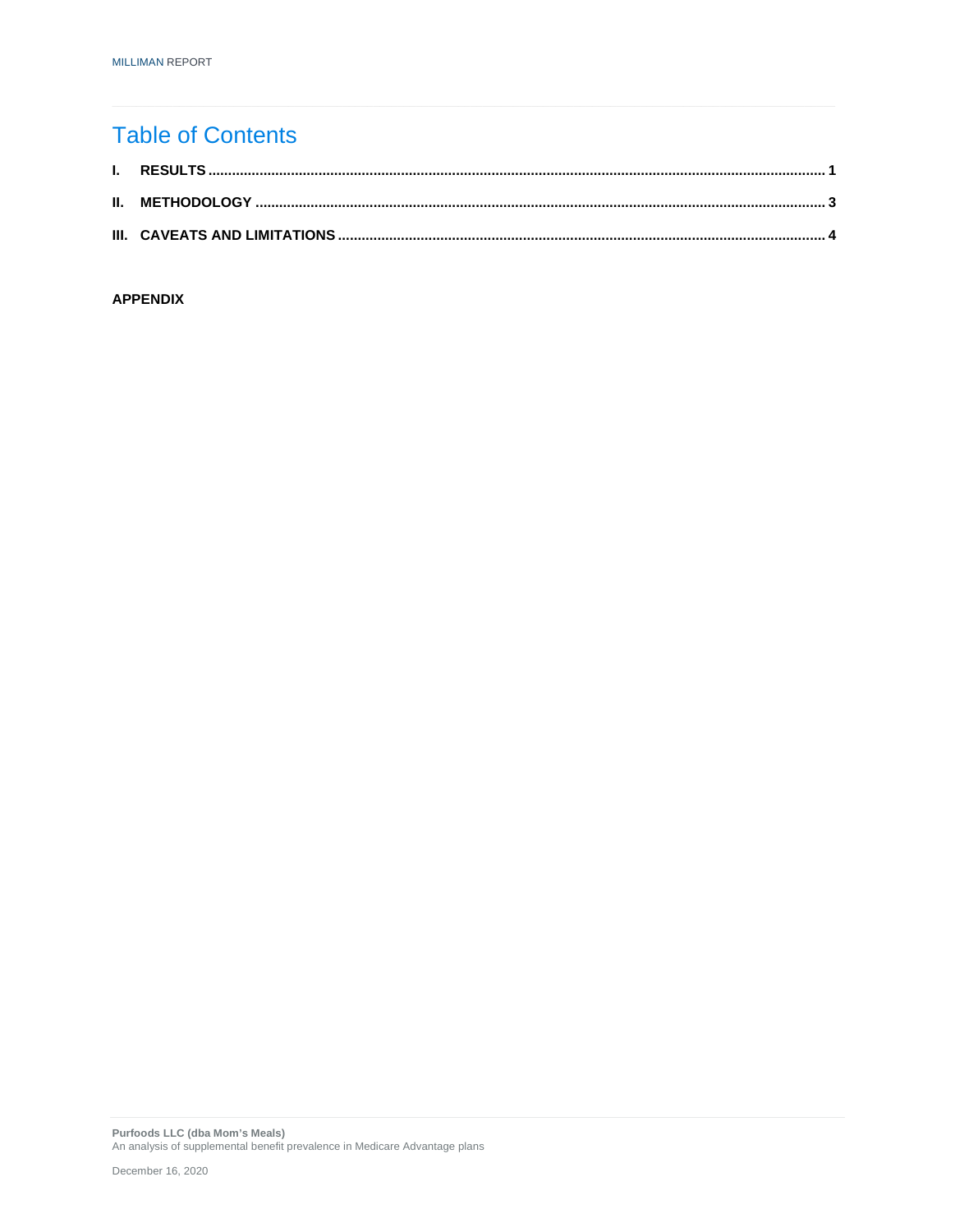# Table of Contents

| | | |
|---|---|---|
| I. | RESULTS | 1 |
| II. | METHODOLOGY | 3 |
| III. | CAVEATS AND LIMITATIONS | 4 |

**APPENDIX**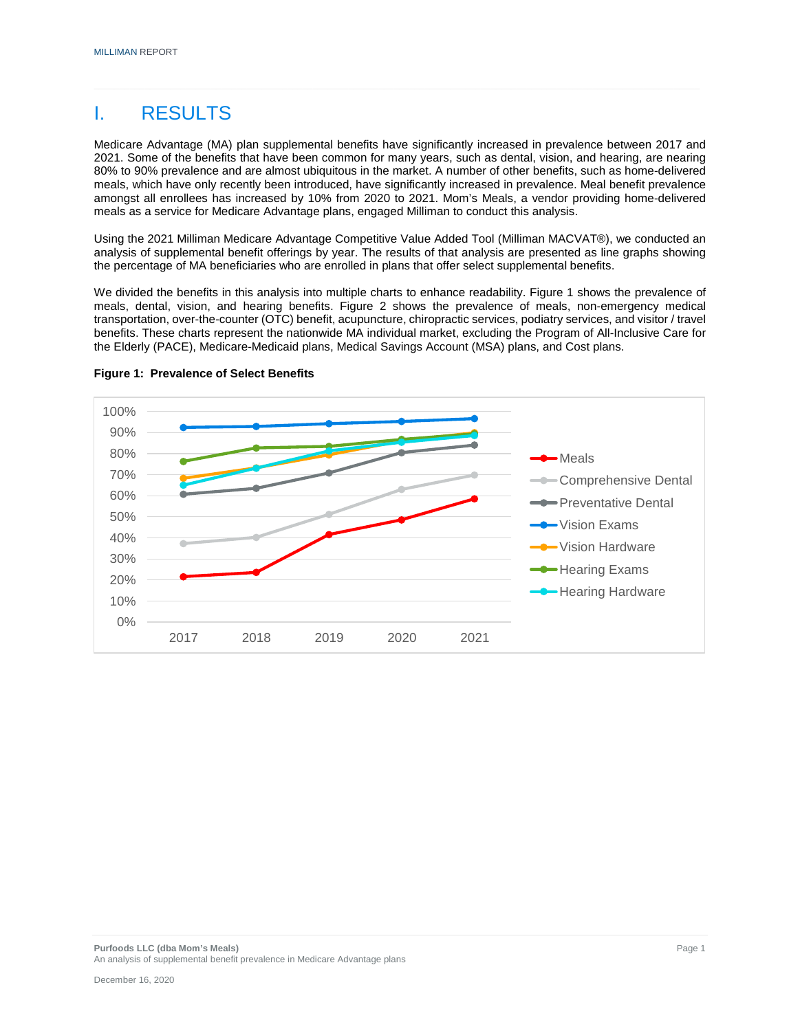# I. RESULTS

Medicare Advantage (MA) plan supplemental benefits have significantly increased in prevalence between 2017 and 2021. Some of the benefits that have been common for many years, such as dental, vision, and hearing, are nearing 80% to 90% prevalence and are almost ubiquitous in the market. A number of other benefits, such as home-delivered meals, which have only recently been introduced, have significantly increased in prevalence. Meal benefit prevalence amongst all enrollees has increased by 10% from 2020 to 2021. Mom's Meals, a vendor providing home-delivered meals as a service for Medicare Advantage plans, engaged Milliman to conduct this analysis.

Using the 2021 Milliman Medicare Advantage Competitive Value Added Tool (Milliman MACVAT®), we conducted an analysis of supplemental benefit offerings by year. The results of that analysis are presented as line graphs showing the percentage of MA beneficiaries who are enrolled in plans that offer select supplemental benefits.

We divided the benefits in this analysis into multiple charts to enhance readability. Figure 1 shows the prevalence of meals, dental, vision, and hearing benefits. Figure 2 shows the prevalence of meals, non-emergency medical transportation, over-the-counter (OTC) benefit, acupuncture, chiropractic services, podiatry services, and visitor / travel benefits. These charts represent the nationwide MA individual market, excluding the Program of All-Inclusive Care for the Elderly (PACE), Medicare-Medicaid plans, Medical Savings Account (MSA) plans, and Cost plans.

**Figure 1: Prevalence of Select Benefits**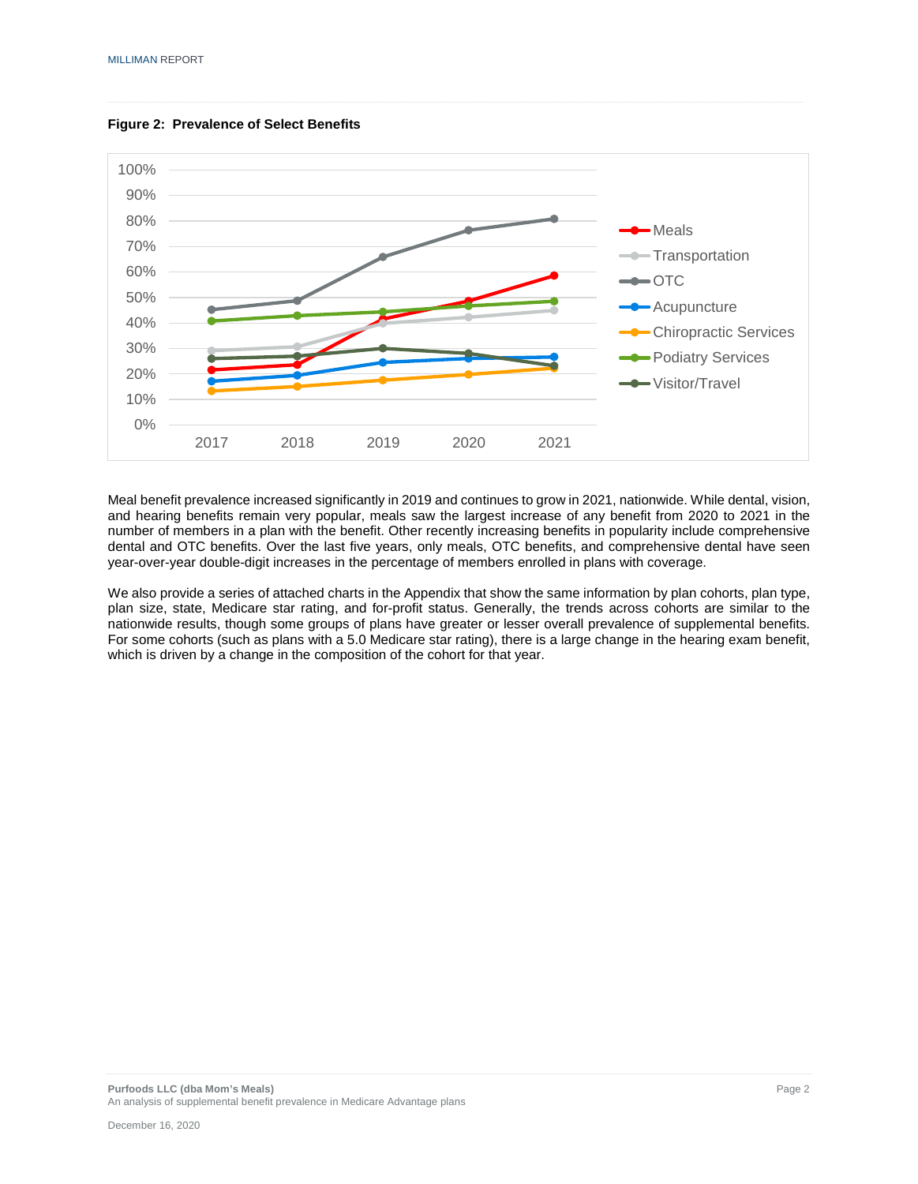**Figure 2: Prevalence of Select Benefits**

Meal benefit prevalence increased significantly in 2019 and continues to grow in 2021, nationwide. While dental, vision, and hearing benefits remain very popular, meals saw the largest increase of any benefit from 2020 to 2021 in the number of members in a plan with the benefit. Other recently increasing benefits in popularity include comprehensive dental and OTC benefits. Over the last five years, only meals, OTC benefits, and comprehensive dental have seen year-over-year double-digit increases in the percentage of members enrolled in plans with coverage.

We also provide a series of attached charts in the Appendix that show the same information by plan cohorts, plan type, plan size, state, Medicare star rating, and for-profit status. Generally, the trends across cohorts are similar to the nationwide results, though some groups of plans have greater or lesser overall prevalence of supplemental benefits. For some cohorts (such as plans with a 5.0 Medicare star rating), there is a large change in the hearing exam benefit, which is driven by a change in the composition of the cohort for that year.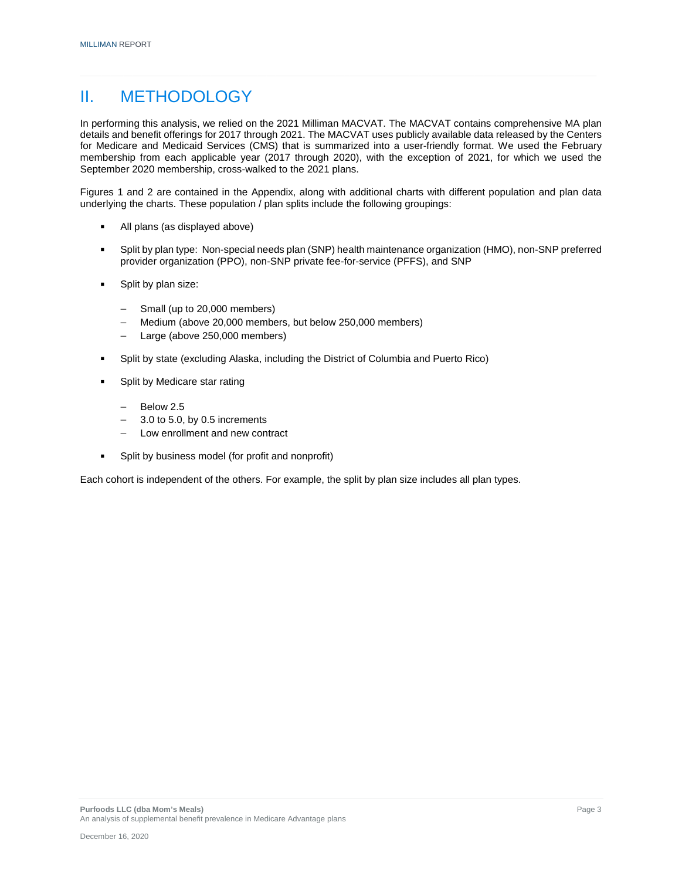## II. METHODOLOGY

In performing this analysis, we relied on the 2021 Milliman MACVAT. The MACVAT contains comprehensive MA plan details and benefit offerings for 2017 through 2021. The MACVAT uses publicly available data released by the Centers for Medicare and Medicaid Services (CMS) that is summarized into a user-friendly format. We used the February membership from each applicable year (2017 through 2020), with the exception of 2021, for which we used the September 2020 membership, cross-walked to the 2021 plans.

Figures 1 and 2 are contained in the Appendix, along with additional charts with different population and plan data underlying the charts. These population / plan splits include the following groupings:

- All plans (as displayed above)
- Split by plan type: Non-special needs plan (SNP) health maintenance organization (HMO), non-SNP preferred provider organization (PPO), non-SNP private fee-for-service (PFFS), and SNP
- Split by plan size:
  - Small (up to 20,000 members)
  - Medium (above 20,000 members, but below 250,000 members)
  - Large (above 250,000 members)
- Split by state (excluding Alaska, including the District of Columbia and Puerto Rico)
- Split by Medicare star rating
  - Below 2.5
  - 3.0 to 5.0, by 0.5 increments
  - Low enrollment and new contract
- Split by business model (for profit and nonprofit)

Each cohort is independent of the others. For example, the split by plan size includes all plan types.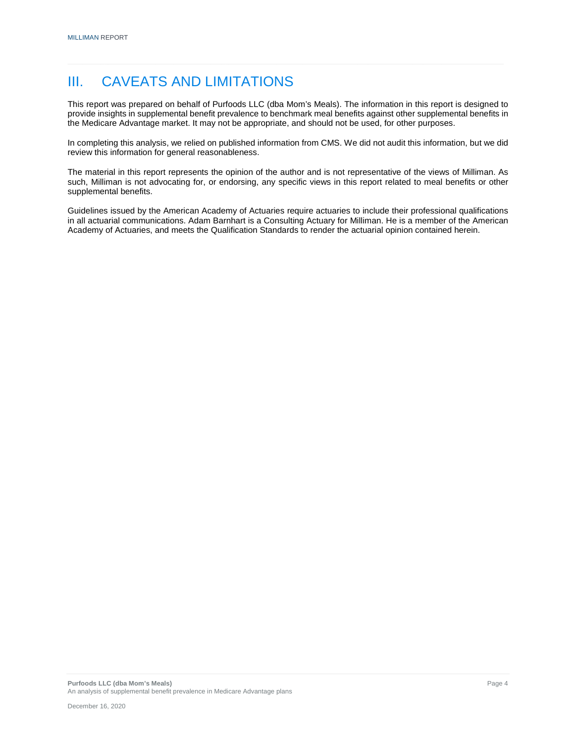# III. CAVEATS AND LIMITATIONS

This report was prepared on behalf of Purfoods LLC (dba Mom's Meals). The information in this report is designed to provide insights in supplemental benefit prevalence to benchmark meal benefits against other supplemental benefits in the Medicare Advantage market. It may not be appropriate, and should not be used, for other purposes.

In completing this analysis, we relied on published information from CMS. We did not audit this information, but we did review this information for general reasonableness.

The material in this report represents the opinion of the author and is not representative of the views of Milliman. As such, Milliman is not advocating for, or endorsing, any specific views in this report related to meal benefits or other supplemental benefits.

Guidelines issued by the American Academy of Actuaries require actuaries to include their professional qualifications in all actuarial communications. Adam Barnhart is a Consulting Actuary for Milliman. He is a member of the American Academy of Actuaries, and meets the Qualification Standards to render the actuarial opinion contained herein.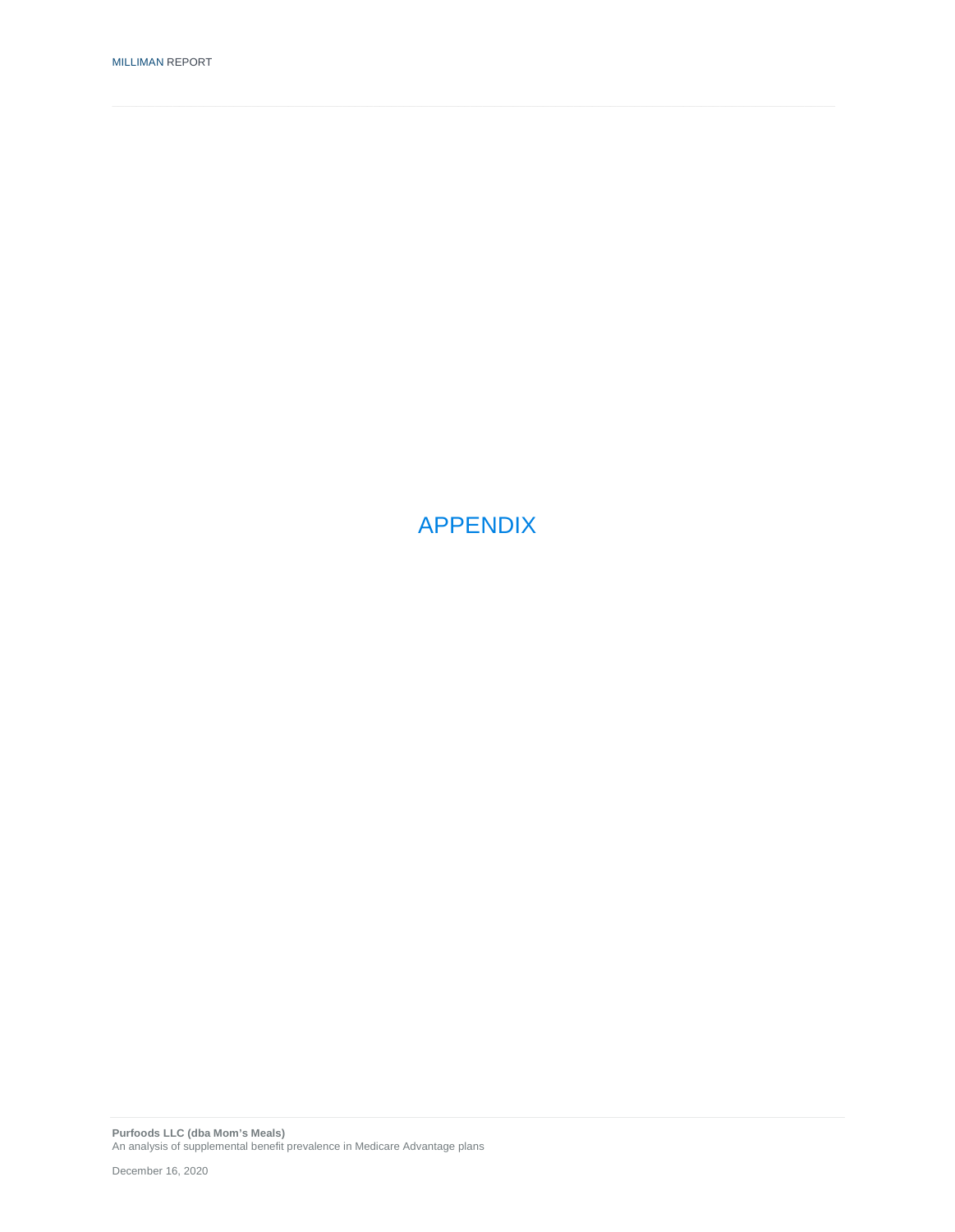# APPENDIX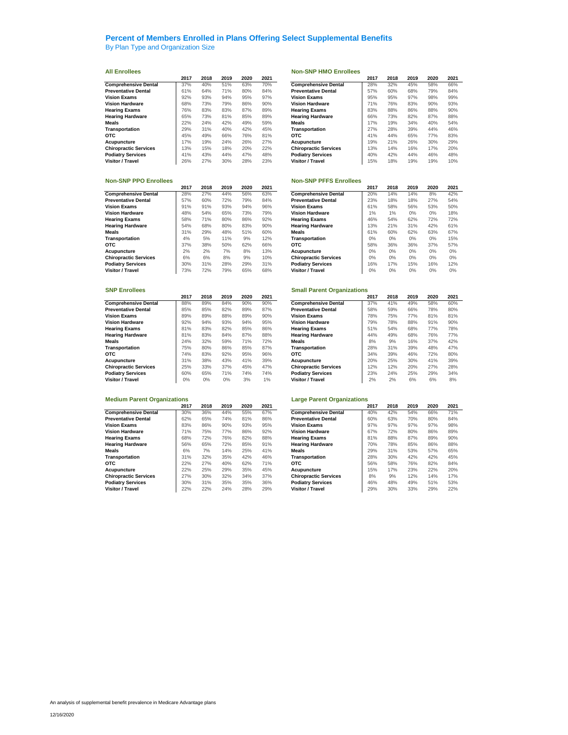# Percent of Members Enrolled in Plans Offering Select Supplemental Benefits

By Plan Type and Organization Size

### All Enrollees

| | 2017 | 2018 | 2019 | 2020 | 2021 |
|---|---|---|---|---|---|
| **Comprehensive Dental** | 37% | 40% | 51% | 63% | 70% |
| **Preventative Dental** | 61% | 64% | 71% | 80% | 84% |
| **Vision Exams** | 92% | 93% | 94% | 95% | 97% |
| **Vision Hardware** | 68% | 73% | 79% | 86% | 90% |
| **Hearing Exams** | 76% | 83% | 83% | 87% | 89% |
| **Hearing Hardware** | 65% | 73% | 81% | 85% | 89% |
| **Meals** | 22% | 24% | 42% | 49% | 59% |
| **Transportation** | 29% | 31% | 40% | 42% | 45% |
| **OTC** | 45% | 49% | 66% | 76% | 81% |
| **Acupuncture** | 17% | 19% | 24% | 26% | 27% |
| **Chiropractic Services** | 13% | 15% | 18% | 20% | 22% |
| **Podiatry Services** | 41% | 43% | 44% | 47% | 48% |
| **Visitor / Travel** | 26% | 27% | 30% | 28% | 23% |

### Non-SNP HMO Enrollees

| | 2017 | 2018 | 2019 | 2020 | 2021 |
|---|---|---|---|---|---|
| **Comprehensive Dental** | 28% | 32% | 45% | 58% | 66% |
| **Preventative Dental** | 57% | 60% | 68% | 79% | 84% |
| **Vision Exams** | 95% | 95% | 97% | 98% | 99% |
| **Vision Hardware** | 71% | 76% | 83% | 90% | 93% |
| **Hearing Exams** | 83% | 88% | 86% | 88% | 90% |
| **Hearing Hardware** | 66% | 73% | 82% | 87% | 88% |
| **Meals** | 17% | 19% | 34% | 40% | 54% |
| **Transportation** | 27% | 28% | 39% | 44% | 46% |
| **OTC** | 41% | 44% | 65% | 77% | 83% |
| **Acupuncture** | 19% | 21% | 26% | 30% | 29% |
| **Chiropractic Services** | 13% | 14% | 16% | 17% | 20% |
| **Podiatry Services** | 40% | 42% | 44% | 46% | 48% |
| **Visitor / Travel** | 15% | 18% | 19% | 19% | 10% |

### Non-SNP PPO Enrollees

| | 2017 | 2018 | 2019 | 2020 | 2021 |
|---|---|---|---|---|---|
| **Comprehensive Dental** | 28% | 27% | 44% | 56% | 63% |
| **Preventative Dental** | 57% | 60% | 72% | 79% | 84% |
| **Vision Exams** | 91% | 91% | 93% | 94% | 96% |
| **Vision Hardware** | 48% | 54% | 65% | 73% | 79% |
| **Hearing Exams** | 58% | 71% | 80% | 86% | 92% |
| **Hearing Hardware** | 54% | 68% | 80% | 83% | 90% |
| **Meals** | 31% | 29% | 48% | 51% | 60% |
| **Transportation** | 4% | 5% | 11% | 9% | 12% |
| **OTC** | 37% | 38% | 50% | 62% | 66% |
| **Acupuncture** | 2% | 2% | 7% | 8% | 13% |
| **Chiropractic Services** | 6% | 6% | 8% | 9% | 10% |
| **Podiatry Services** | 30% | 31% | 28% | 29% | 31% |
| **Visitor / Travel** | 73% | 72% | 79% | 65% | 68% |

### Non-SNP PFFS Enrollees

| | 2017 | 2018 | 2019 | 2020 | 2021 |
|---|---|---|---|---|---|
| **Comprehensive Dental** | 20% | 14% | 14% | 8% | 42% |
| **Preventative Dental** | 23% | 18% | 18% | 27% | 54% |
| **Vision Exams** | 61% | 58% | 56% | 53% | 50% |
| **Vision Hardware** | 1% | 1% | 0% | 0% | 18% |
| **Hearing Exams** | 46% | 54% | 62% | 72% | 72% |
| **Hearing Hardware** | 13% | 21% | 31% | 42% | 61% |
| **Meals** | 61% | 60% | 62% | 63% | 67% |
| **Transportation** | 0% | 0% | 0% | 0% | 15% |
| **OTC** | 58% | 36% | 36% | 37% | 57% |
| **Acupuncture** | 0% | 0% | 0% | 0% | 0% |
| **Chiropractic Services** | 0% | 0% | 0% | 0% | 0% |
| **Podiatry Services** | 16% | 17% | 15% | 16% | 12% |
| **Visitor / Travel** | 0% | 0% | 0% | 0% | 0% |

### SNP Enrollees

| | 2017 | 2018 | 2019 | 2020 | 2021 |
|---|---|---|---|---|---|
| **Comprehensive Dental** | 88% | 89% | 84% | 90% | 90% |
| **Preventative Dental** | 85% | 85% | 82% | 89% | 87% |
| **Vision Exams** | 89% | 89% | 88% | 89% | 90% |
| **Vision Hardware** | 92% | 94% | 93% | 94% | 95% |
| **Hearing Exams** | 81% | 83% | 82% | 85% | 86% |
| **Hearing Hardware** | 81% | 83% | 84% | 87% | 88% |
| **Meals** | 24% | 32% | 59% | 71% | 72% |
| **Transportation** | 75% | 80% | 86% | 85% | 87% |
| **OTC** | 74% | 83% | 92% | 95% | 96% |
| **Acupuncture** | 31% | 38% | 43% | 41% | 39% |
| **Chiropractic Services** | 25% | 33% | 37% | 45% | 47% |
| **Podiatry Services** | 60% | 65% | 71% | 74% | 74% |
| **Visitor / Travel** | 0% | 0% | 0% | 3% | 1% |

### Small Parent Organizations

| | 2017 | 2018 | 2019 | 2020 | 2021 |
|---|---|---|---|---|---|
| **Comprehensive Dental** | 37% | 41% | 49% | 58% | 60% |
| **Preventative Dental** | 58% | 59% | 66% | 78% | 80% |
| **Vision Exams** | 78% | 75% | 77% | 81% | 81% |
| **Vision Hardware** | 79% | 78% | 88% | 91% | 90% |
| **Hearing Exams** | 51% | 54% | 68% | 77% | 78% |
| **Hearing Hardware** | 44% | 49% | 68% | 76% | 77% |
| **Meals** | 8% | 9% | 16% | 37% | 42% |
| **Transportation** | 28% | 31% | 39% | 48% | 47% |
| **OTC** | 34% | 39% | 46% | 72% | 80% |
| **Acupuncture** | 20% | 25% | 30% | 41% | 39% |
| **Chiropractic Services** | 12% | 12% | 20% | 27% | 28% |
| **Podiatry Services** | 23% | 24% | 25% | 29% | 34% |
| **Visitor / Travel** | 2% | 2% | 6% | 6% | 8% |

### Medium Parent Organizations

| | 2017 | 2018 | 2019 | 2020 | 2021 |
|---|---|---|---|---|---|
| **Comprehensive Dental** | 30% | 36% | 44% | 55% | 67% |
| **Preventative Dental** | 62% | 65% | 74% | 81% | 86% |
| **Vision Exams** | 83% | 86% | 90% | 93% | 95% |
| **Vision Hardware** | 71% | 75% | 77% | 86% | 92% |
| **Hearing Exams** | 68% | 72% | 76% | 82% | 88% |
| **Hearing Hardware** | 56% | 65% | 72% | 85% | 91% |
| **Meals** | 6% | 7% | 14% | 25% | 41% |
| **Transportation** | 31% | 32% | 35% | 42% | 46% |
| **OTC** | 22% | 27% | 40% | 62% | 71% |
| **Acupuncture** | 22% | 25% | 29% | 35% | 45% |
| **Chiropractic Services** | 27% | 30% | 32% | 34% | 37% |
| **Podiatry Services** | 30% | 31% | 35% | 35% | 36% |
| **Visitor / Travel** | 22% | 22% | 24% | 28% | 29% |

### Large Parent Organizations

| | 2017 | 2018 | 2019 | 2020 | 2021 |
|---|---|---|---|---|---|
| **Comprehensive Dental** | 40% | 42% | 54% | 66% | 71% |
| **Preventative Dental** | 60% | 63% | 70% | 80% | 84% |
| **Vision Exams** | 97% | 97% | 97% | 97% | 98% |
| **Vision Hardware** | 67% | 72% | 80% | 86% | 89% |
| **Hearing Exams** | 81% | 88% | 87% | 89% | 90% |
| **Hearing Hardware** | 70% | 78% | 85% | 86% | 88% |
| **Meals** | 29% | 31% | 53% | 57% | 65% |
| **Transportation** | 28% | 30% | 42% | 42% | 45% |
| **OTC** | 56% | 58% | 76% | 82% | 84% |
| **Acupuncture** | 15% | 17% | 23% | 22% | 20% |
| **Chiropractic Services** | 8% | 9% | 12% | 14% | 17% |
| **Podiatry Services** | 46% | 48% | 49% | 51% | 53% |
| **Visitor / Travel** | 29% | 30% | 33% | 29% | 22% |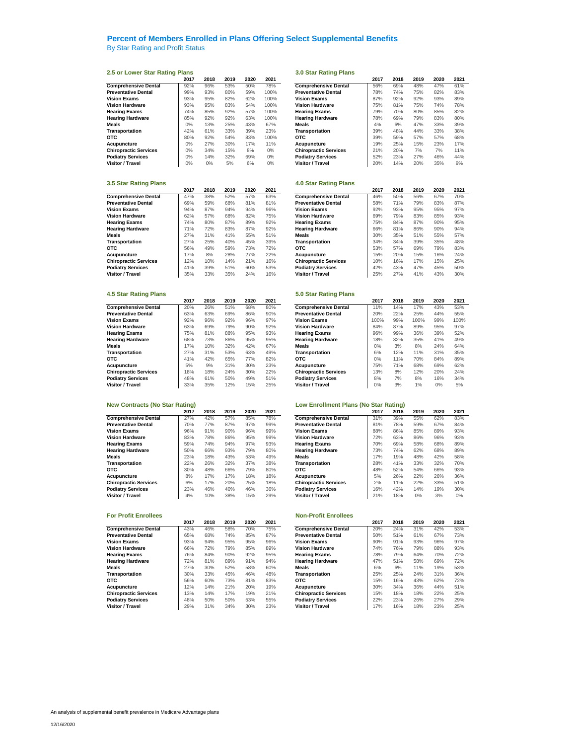# Percent of Members Enrolled in Plans Offering Select Supplemental Benefits

By Star Rating and Profit Status

### 2.5 or Lower Star Rating Plans

| | 2017 | 2018 | 2019 | 2020 | 2021 |
|---|---|---|---|---|---|
| **Comprehensive Dental** | 92% | 96% | 53% | 50% | 78% |
| **Preventative Dental** | 99% | 93% | 80% | 59% | 100% |
| **Vision Exams** | 93% | 95% | 82% | 62% | 100% |
| **Vision Hardware** | 93% | 95% | 83% | 54% | 100% |
| **Hearing Exams** | 74% | 85% | 92% | 57% | 100% |
| **Hearing Hardware** | 85% | 92% | 92% | 63% | 100% |
| **Meals** | 0% | 13% | 25% | 43% | 67% |
| **Transportation** | 42% | 61% | 33% | 39% | 23% |
| **OTC** | 80% | 92% | 54% | 83% | 100% |
| **Acupuncture** | 0% | 27% | 30% | 17% | 11% |
| **Chiropractic Services** | 0% | 34% | 15% | 8% | 0% |
| **Podiatry Services** | 0% | 14% | 32% | 69% | 0% |
| **Visitor / Travel** | 0% | 0% | 5% | 6% | 0% |

### 3.0 Star Rating Plans

| | 2017 | 2018 | 2019 | 2020 | 2021 |
|---|---|---|---|---|---|
| **Comprehensive Dental** | 56% | 69% | 48% | 47% | 61% |
| **Preventative Dental** | 78% | 74% | 75% | 82% | 83% |
| **Vision Exams** | 87% | 92% | 92% | 93% | 89% |
| **Vision Hardware** | 75% | 81% | 75% | 74% | 78% |
| **Hearing Exams** | 79% | 70% | 80% | 85% | 82% |
| **Hearing Hardware** | 78% | 69% | 79% | 83% | 80% |
| **Meals** | 4% | 6% | 47% | 33% | 39% |
| **Transportation** | 39% | 48% | 44% | 33% | 38% |
| **OTC** | 39% | 59% | 57% | 57% | 68% |
| **Acupuncture** | 19% | 25% | 15% | 23% | 17% |
| **Chiropractic Services** | 21% | 20% | 7% | 7% | 11% |
| **Podiatry Services** | 52% | 23% | 27% | 46% | 44% |
| **Visitor / Travel** | 20% | 14% | 20% | 35% | 9% |

### 3.5 Star Rating Plans

| | 2017 | 2018 | 2019 | 2020 | 2021 |
|---|---|---|---|---|---|
| **Comprehensive Dental** | 47% | 38% | 52% | 57% | 63% |
| **Preventative Dental** | 69% | 59% | 68% | 81% | 81% |
| **Vision Exams** | 94% | 87% | 94% | 94% | 96% |
| **Vision Hardware** | 62% | 57% | 68% | 82% | 75% |
| **Hearing Exams** | 74% | 80% | 87% | 89% | 92% |
| **Hearing Hardware** | 71% | 72% | 83% | 87% | 92% |
| **Meals** | 27% | 31% | 41% | 55% | 51% |
| **Transportation** | 27% | 25% | 40% | 45% | 39% |
| **OTC** | 56% | 49% | 59% | 73% | 72% |
| **Acupuncture** | 17% | 8% | 28% | 27% | 22% |
| **Chiropractic Services** | 12% | 10% | 14% | 21% | 16% |
| **Podiatry Services** | 41% | 39% | 51% | 60% | 53% |
| **Visitor / Travel** | 35% | 33% | 35% | 24% | 16% |

### 4.0 Star Rating Plans

| | 2017 | 2018 | 2019 | 2020 | 2021 |
|---|---|---|---|---|---|
| **Comprehensive Dental** | 46% | 50% | 56% | 67% | 70% |
| **Preventative Dental** | 58% | 71% | 79% | 83% | 87% |
| **Vision Exams** | 92% | 93% | 95% | 95% | 97% |
| **Vision Hardware** | 69% | 79% | 83% | 85% | 93% |
| **Hearing Exams** | 75% | 84% | 87% | 90% | 95% |
| **Hearing Hardware** | 66% | 81% | 86% | 90% | 94% |
| **Meals** | 30% | 35% | 51% | 55% | 57% |
| **Transportation** | 34% | 34% | 39% | 35% | 48% |
| **OTC** | 53% | 57% | 69% | 79% | 83% |
| **Acupuncture** | 15% | 20% | 15% | 16% | 24% |
| **Chiropractic Services** | 10% | 16% | 17% | 15% | 25% |
| **Podiatry Services** | 42% | 43% | 47% | 45% | 50% |
| **Visitor / Travel** | 25% | 27% | 41% | 43% | 30% |

### 4.5 Star Rating Plans

| | 2017 | 2018 | 2019 | 2020 | 2021 |
|---|---|---|---|---|---|
| **Comprehensive Dental** | 20% | 26% | 51% | 68% | 80% |
| **Preventative Dental** | 63% | 63% | 69% | 86% | 90% |
| **Vision Exams** | 92% | 96% | 92% | 96% | 97% |
| **Vision Hardware** | 63% | 69% | 79% | 90% | 92% |
| **Hearing Exams** | 75% | 81% | 88% | 95% | 93% |
| **Hearing Hardware** | 68% | 73% | 86% | 95% | 95% |
| **Meals** | 17% | 10% | 32% | 42% | 67% |
| **Transportation** | 27% | 31% | 53% | 63% | 49% |
| **OTC** | 41% | 42% | 65% | 77% | 82% |
| **Acupuncture** | 5% | 9% | 31% | 30% | 23% |
| **Chiropractic Services** | 18% | 18% | 24% | 30% | 22% |
| **Podiatry Services** | 48% | 61% | 50% | 49% | 51% |
| **Visitor / Travel** | 33% | 35% | 12% | 15% | 25% |

### 5.0 Star Rating Plans

| | 2017 | 2018 | 2019 | 2020 | 2021 |
|---|---|---|---|---|---|
| **Comprehensive Dental** | 11% | 14% | 17% | 43% | 53% |
| **Preventative Dental** | 20% | 22% | 25% | 44% | 55% |
| **Vision Exams** | 100% | 99% | 100% | 99% | 100% |
| **Vision Hardware** | 84% | 87% | 89% | 95% | 97% |
| **Hearing Exams** | 96% | 99% | 36% | 39% | 52% |
| **Hearing Hardware** | 18% | 32% | 35% | 41% | 49% |
| **Meals** | 0% | 3% | 8% | 24% | 64% |
| **Transportation** | 6% | 12% | 11% | 31% | 35% |
| **OTC** | 0% | 11% | 70% | 84% | 89% |
| **Acupuncture** | 75% | 71% | 68% | 69% | 62% |
| **Chiropractic Services** | 13% | 8% | 12% | 20% | 24% |
| **Podiatry Services** | 8% | 7% | 8% | 16% | 34% |
| **Visitor / Travel** | 0% | 3% | 1% | 0% | 5% |

### New Contracts (No Star Rating)

| | 2017 | 2018 | 2019 | 2020 | 2021 |
|---|---|---|---|---|---|
| **Comprehensive Dental** | 27% | 42% | 57% | 85% | 78% |
| **Preventative Dental** | 70% | 77% | 87% | 97% | 99% |
| **Vision Exams** | 96% | 91% | 90% | 96% | 99% |
| **Vision Hardware** | 83% | 78% | 86% | 95% | 99% |
| **Hearing Exams** | 59% | 74% | 94% | 97% | 93% |
| **Hearing Hardware** | 50% | 66% | 93% | 79% | 80% |
| **Meals** | 23% | 18% | 43% | 53% | 49% |
| **Transportation** | 22% | 26% | 32% | 37% | 38% |
| **OTC** | 30% | 48% | 66% | 79% | 80% |
| **Acupuncture** | 8% | 17% | 17% | 18% | 18% |
| **Chiropractic Services** | 6% | 17% | 20% | 25% | 18% |
| **Podiatry Services** | 23% | 46% | 40% | 46% | 36% |
| **Visitor / Travel** | 4% | 10% | 38% | 15% | 29% |

### Low Enrollment Plans (No Star Rating)

| | 2017 | 2018 | 2019 | 2020 | 2021 |
|---|---|---|---|---|---|
| **Comprehensive Dental** | 31% | 39% | 55% | 62% | 83% |
| **Preventative Dental** | 81% | 78% | 59% | 67% | 84% |
| **Vision Exams** | 88% | 86% | 85% | 89% | 93% |
| **Vision Hardware** | 72% | 63% | 86% | 96% | 93% |
| **Hearing Exams** | 70% | 69% | 58% | 68% | 89% |
| **Hearing Hardware** | 73% | 74% | 62% | 68% | 89% |
| **Meals** | 17% | 19% | 48% | 42% | 58% |
| **Transportation** | 28% | 41% | 33% | 32% | 70% |
| **OTC** | 48% | 52% | 54% | 66% | 93% |
| **Acupuncture** | 5% | 26% | 22% | 26% | 36% |
| **Chiropractic Services** | 2% | 11% | 22% | 33% | 51% |
| **Podiatry Services** | 16% | 42% | 14% | 19% | 30% |
| **Visitor / Travel** | 21% | 18% | 0% | 3% | 0% |

### For Profit Enrollees

| | 2017 | 2018 | 2019 | 2020 | 2021 |
|---|---|---|---|---|---|
| **Comprehensive Dental** | 43% | 46% | 58% | 70% | 75% |
| **Preventative Dental** | 65% | 68% | 74% | 85% | 87% |
| **Vision Exams** | 93% | 94% | 95% | 95% | 96% |
| **Vision Hardware** | 66% | 72% | 79% | 85% | 89% |
| **Hearing Exams** | 76% | 84% | 90% | 92% | 95% |
| **Hearing Hardware** | 72% | 81% | 89% | 91% | 94% |
| **Meals** | 27% | 30% | 52% | 58% | 60% |
| **Transportation** | 30% | 33% | 45% | 46% | 48% |
| **OTC** | 56% | 60% | 73% | 81% | 83% |
| **Acupuncture** | 12% | 14% | 21% | 20% | 19% |
| **Chiropractic Services** | 13% | 14% | 17% | 19% | 21% |
| **Podiatry Services** | 48% | 50% | 50% | 53% | 55% |
| **Visitor / Travel** | 29% | 31% | 34% | 30% | 23% |

### Non-Profit Enrollees

| | 2017 | 2018 | 2019 | 2020 | 2021 |
|---|---|---|---|---|---|
| **Comprehensive Dental** | 20% | 24% | 31% | 42% | 53% |
| **Preventative Dental** | 50% | 51% | 61% | 67% | 73% |
| **Vision Exams** | 90% | 91% | 93% | 96% | 97% |
| **Vision Hardware** | 74% | 76% | 79% | 88% | 93% |
| **Hearing Exams** | 78% | 79% | 64% | 70% | 72% |
| **Hearing Hardware** | 47% | 51% | 58% | 69% | 72% |
| **Meals** | 6% | 6% | 11% | 19% | 53% |
| **Transportation** | 25% | 25% | 24% | 31% | 36% |
| **OTC** | 15% | 16% | 43% | 62% | 72% |
| **Acupuncture** | 30% | 34% | 36% | 44% | 51% |
| **Chiropractic Services** | 15% | 18% | 18% | 22% | 25% |
| **Podiatry Services** | 22% | 23% | 26% | 27% | 29% |
| **Visitor / Travel** | 17% | 16% | 18% | 23% | 25% |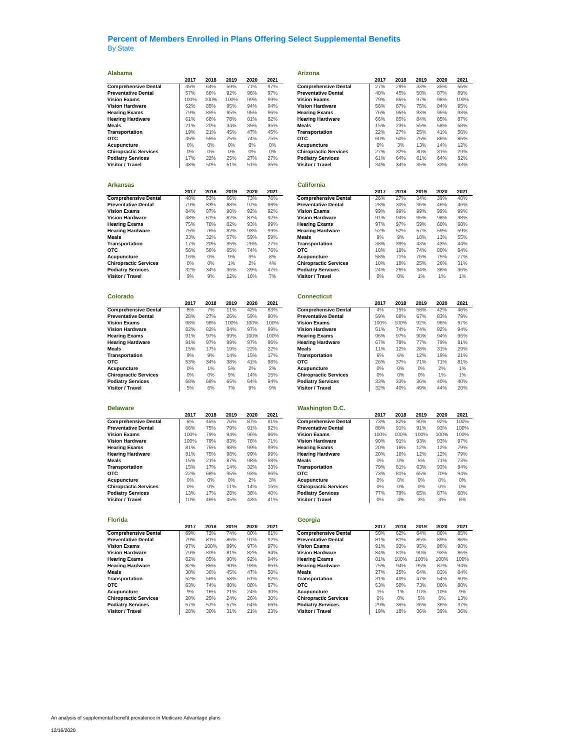# Percent of Members Enrolled in Plans Offering Select Supplemental Benefits

By State

### Alabama

| | 2017 | 2018 | 2019 | 2020 | 2021 |
|---|---|---|---|---|---|
| **Comprehensive Dental** | 45% | 64% | 59% | 71% | 97% |
| **Preventative Dental** | 57% | 66% | 92% | 96% | 97% |
| **Vision Exams** | 100% | 100% | 100% | 99% | 99% |
| **Vision Hardware** | 62% | 85% | 95% | 94% | 94% |
| **Hearing Exams** | 79% | 85% | 95% | 95% | 96% |
| **Hearing Hardware** | 61% | 68% | 78% | 81% | 82% |
| **Meals** | 21% | 20% | 34% | 35% | 35% |
| **Transportation** | 19% | 21% | 45% | 47% | 45% |
| **OTC** | 45% | 56% | 75% | 74% | 75% |
| **Acupuncture** | 0% | 0% | 0% | 0% | 0% |
| **Chiropractic Services** | 0% | 0% | 0% | 0% | 0% |
| **Podiatry Services** | 17% | 22% | 25% | 27% | 27% |
| **Visitor / Travel** | 48% | 50% | 51% | 51% | 35% |

### Arizona

| | 2017 | 2018 | 2019 | 2020 | 2021 |
|---|---|---|---|---|---|
| **Comprehensive Dental** | 27% | 29% | 33% | 35% | 56% |
| **Preventative Dental** | 40% | 45% | 50% | 87% | 89% |
| **Vision Exams** | 79% | 85% | 97% | 98% | 100% |
| **Vision Hardware** | 56% | 67% | 75% | 84% | 95% |
| **Hearing Exams** | 76% | 95% | 93% | 95% | 98% |
| **Hearing Hardware** | 66% | 85% | 84% | 85% | 87% |
| **Meals** | 15% | 23% | 55% | 58% | 58% |
| **Transportation** | 22% | 27% | 25% | 41% | 56% |
| **OTC** | 60% | 50% | 75% | 86% | 86% |
| **Acupuncture** | 0% | 3% | 13% | 14% | 12% |
| **Chiropractic Services** | 27% | 32% | 30% | 31% | 29% |
| **Podiatry Services** | 61% | 64% | 61% | 64% | 82% |
| **Visitor / Travel** | 34% | 34% | 35% | 33% | 33% |

### Arkansas

| | 2017 | 2018 | 2019 | 2020 | 2021 |
|---|---|---|---|---|---|
| **Comprehensive Dental** | 48% | 53% | 66% | 73% | 76% |
| **Preventative Dental** | 79% | 83% | 88% | 97% | 98% |
| **Vision Exams** | 84% | 87% | 90% | 92% | 92% |
| **Vision Hardware** | 48% | 61% | 82% | 87% | 92% |
| **Hearing Exams** | 75% | 76% | 82% | 93% | 99% |
| **Hearing Hardware** | 75% | 76% | 82% | 93% | 99% |
| **Meals** | 33% | 32% | 57% | 59% | 59% |
| **Transportation** | 17% | 20% | 35% | 26% | 27% |
| **OTC** | 56% | 56% | 65% | 74% | 76% |
| **Acupuncture** | 16% | 0% | 9% | 9% | 8% |
| **Chiropractic Services** | 0% | 0% | 1% | 2% | 4% |
| **Podiatry Services** | 32% | 34% | 36% | 39% | 47% |
| **Visitor / Travel** | 9% | 9% | 12% | 16% | 7% |

### California

| | 2017 | 2018 | 2019 | 2020 | 2021 |
|---|---|---|---|---|---|
| **Comprehensive Dental** | 26% | 27% | 34% | 39% | 40% |
| **Preventative Dental** | 28% | 30% | 36% | 46% | 46% |
| **Vision Exams** | 99% | 99% | 99% | 99% | 99% |
| **Vision Hardware** | 91% | 94% | 95% | 98% | 98% |
| **Hearing Exams** | 97% | 97% | 59% | 60% | 60% |
| **Hearing Hardware** | 52% | 52% | 57% | 59% | 59% |
| **Meals** | 9% | 9% | 10% | 13% | 55% |
| **Transportation** | 38% | 39% | 43% | 43% | 44% |
| **OTC** | 18% | 19% | 74% | 80% | 84% |
| **Acupuncture** | 58% | 71% | 76% | 75% | 77% |
| **Chiropractic Services** | 10% | 18% | 25% | 26% | 31% |
| **Podiatry Services** | 24% | 26% | 34% | 36% | 36% |
| **Visitor / Travel** | 0% | 0% | 1% | 1% | 1% |

### Colorado

| | 2017 | 2018 | 2019 | 2020 | 2021 |
|---|---|---|---|---|---|
| **Comprehensive Dental** | 8% | 7% | 11% | 42% | 83% |
| **Preventative Dental** | 28% | 27% | 26% | 59% | 90% |
| **Vision Exams** | 98% | 98% | 100% | 100% | 100% |
| **Vision Hardware** | 82% | 82% | 84% | 97% | 99% |
| **Hearing Exams** | 91% | 97% | 99% | 100% | 100% |
| **Hearing Hardware** | 91% | 97% | 99% | 97% | 96% |
| **Meals** | 15% | 17% | 19% | 22% | 22% |
| **Transportation** | 9% | 9% | 14% | 15% | 17% |
| **OTC** | 53% | 34% | 38% | 41% | 98% |
| **Acupuncture** | 0% | 1% | 5% | 2% | 2% |
| **Chiropractic Services** | 0% | 0% | 9% | 14% | 15% |
| **Podiatry Services** | 68% | 68% | 65% | 64% | 94% |
| **Visitor / Travel** | 5% | 6% | 7% | 9% | 9% |

### Connecticut

| | 2017 | 2018 | 2019 | 2020 | 2021 |
|---|---|---|---|---|---|
| **Comprehensive Dental** | 4% | 15% | 58% | 42% | 46% |
| **Preventative Dental** | 59% | 68% | 67% | 83% | 79% |
| **Vision Exams** | 100% | 100% | 92% | 96% | 97% |
| **Vision Hardware** | 51% | 74% | 74% | 92% | 94% |
| **Hearing Exams** | 96% | 97% | 90% | 94% | 96% |
| **Hearing Hardware** | 67% | 79% | 77% | 79% | 81% |
| **Meals** | 11% | 12% | 28% | 31% | 29% |
| **Transportation** | 6% | 6% | 12% | 19% | 21% |
| **OTC** | 26% | 37% | 71% | 71% | 81% |
| **Acupuncture** | 0% | 0% | 0% | 2% | 1% |
| **Chiropractic Services** | 0% | 0% | 0% | 1% | 1% |
| **Podiatry Services** | 33% | 33% | 36% | 40% | 40% |
| **Visitor / Travel** | 32% | 40% | 49% | 44% | 20% |

### Delaware

| | 2017 | 2018 | 2019 | 2020 | 2021 |
|---|---|---|---|---|---|
| **Comprehensive Dental** | 8% | 45% | 76% | 87% | 91% |
| **Preventative Dental** | 66% | 75% | 79% | 91% | 92% |
| **Vision Exams** | 100% | 79% | 94% | 96% | 96% |
| **Vision Hardware** | 100% | 79% | 83% | 76% | 71% |
| **Hearing Exams** | 81% | 75% | 98% | 99% | 99% |
| **Hearing Hardware** | 81% | 75% | 98% | 99% | 99% |
| **Meals** | 15% | 21% | 87% | 98% | 98% |
| **Transportation** | 15% | 17% | 14% | 32% | 33% |
| **OTC** | 22% | 68% | 95% | 93% | 96% |
| **Acupuncture** | 0% | 0% | 0% | 2% | 3% |
| **Chiropractic Services** | 0% | 0% | 11% | 14% | 15% |
| **Podiatry Services** | 13% | 17% | 28% | 38% | 40% |
| **Visitor / Travel** | 10% | 46% | 45% | 43% | 41% |

### Washington D.C.

| | 2017 | 2018 | 2019 | 2020 | 2021 |
|---|---|---|---|---|---|
| **Comprehensive Dental** | 73% | 82% | 90% | 92% | 100% |
| **Preventative Dental** | 88% | 91% | 91% | 93% | 100% |
| **Vision Exams** | 100% | 100% | 100% | 100% | 100% |
| **Vision Hardware** | 90% | 91% | 93% | 93% | 97% |
| **Hearing Exams** | 20% | 16% | 12% | 12% | 79% |
| **Hearing Hardware** | 20% | 16% | 12% | 12% | 79% |
| **Meals** | 0% | 0% | 5% | 71% | 73% |
| **Transportation** | 79% | 81% | 63% | 93% | 94% |
| **OTC** | 73% | 81% | 65% | 70% | 94% |
| **Acupuncture** | 0% | 0% | 0% | 0% | 0% |
| **Chiropractic Services** | 0% | 0% | 0% | 0% | 0% |
| **Podiatry Services** | 77% | 79% | 65% | 67% | 68% |
| **Visitor / Travel** | 0% | 4% | 3% | 3% | 6% |

### Florida

| | 2017 | 2018 | 2019 | 2020 | 2021 |
|---|---|---|---|---|---|
| **Comprehensive Dental** | 69% | 73% | 74% | 80% | 81% |
| **Preventative Dental** | 79% | 81% | 86% | 91% | 92% |
| **Vision Exams** | 97% | 100% | 99% | 97% | 97% |
| **Vision Hardware** | 79% | 80% | 81% | 82% | 84% |
| **Hearing Exams** | 82% | 85% | 90% | 92% | 94% |
| **Hearing Hardware** | 82% | 85% | 90% | 93% | 95% |
| **Meals** | 38% | 36% | 45% | 47% | 50% |
| **Transportation** | 52% | 56% | 58% | 61% | 62% |
| **OTC** | 63% | 74% | 80% | 88% | 87% |
| **Acupuncture** | 9% | 16% | 21% | 24% | 30% |
| **Chiropractic Services** | 20% | 25% | 24% | 26% | 30% |
| **Podiatry Services** | 57% | 57% | 57% | 64% | 65% |
| **Visitor / Travel** | 28% | 30% | 31% | 21% | 23% |

### Georgia

| | 2017 | 2018 | 2019 | 2020 | 2021 |
|---|---|---|---|---|---|
| **Comprehensive Dental** | 58% | 62% | 64% | 86% | 85% |
| **Preventative Dental** | 81% | 81% | 85% | 89% | 86% |
| **Vision Exams** | 91% | 93% | 95% | 98% | 98% |
| **Vision Hardware** | 84% | 81% | 90% | 93% | 86% |
| **Hearing Exams** | 81% | 100% | 100% | 100% | 100% |
| **Hearing Hardware** | 75% | 94% | 95% | 87% | 94% |
| **Meals** | 27% | 25% | 64% | 83% | 84% |
| **Transportation** | 31% | 40% | 47% | 54% | 60% |
| **OTC** | 53% | 50% | 73% | 80% | 80% |
| **Acupuncture** | 1% | 1% | 10% | 10% | 9% |
| **Chiropractic Services** | 0% | 0% | 5% | 6% | 13% |
| **Podiatry Services** | 29% | 36% | 36% | 36% | 37% |
| **Visitor / Travel** | 19% | 18% | 36% | 39% | 36% |

An analysis of supplemental benefit prevalence in Medicare Advantage plans

12/16/2020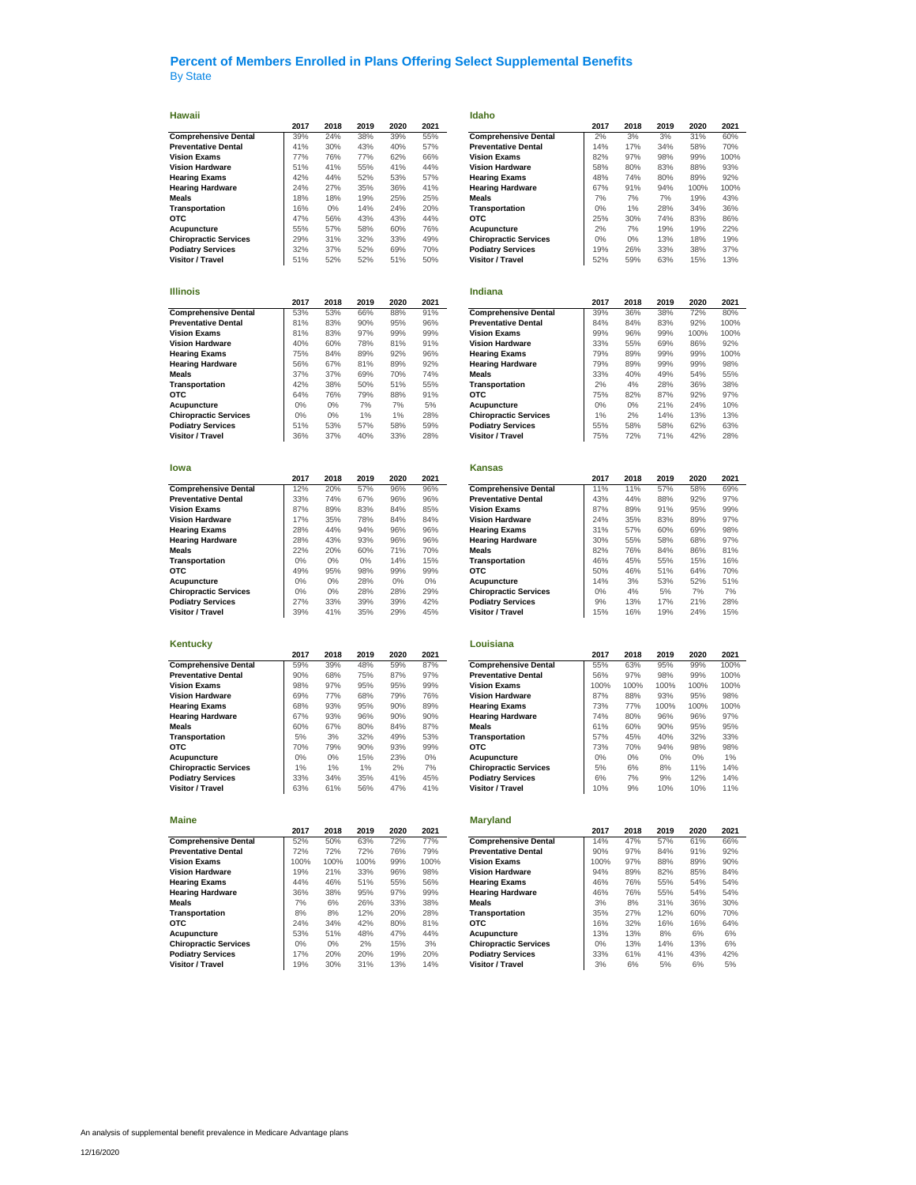## Percent of Members Enrolled in Plans Offering Select Supplemental Benefits

By State

### Hawaii

| | 2017 | 2018 | 2019 | 2020 | 2021 |
|---|---|---|---|---|---|
| **Comprehensive Dental** | 39% | 24% | 38% | 39% | 55% |
| **Preventative Dental** | 41% | 30% | 43% | 40% | 57% |
| **Vision Exams** | 77% | 76% | 77% | 62% | 66% |
| **Vision Hardware** | 51% | 41% | 55% | 41% | 44% |
| **Hearing Exams** | 42% | 44% | 52% | 53% | 57% |
| **Hearing Hardware** | 24% | 27% | 35% | 36% | 41% |
| **Meals** | 18% | 18% | 19% | 25% | 25% |
| **Transportation** | 16% | 0% | 14% | 24% | 20% |
| **OTC** | 47% | 56% | 43% | 43% | 44% |
| **Acupuncture** | 55% | 57% | 58% | 60% | 76% |
| **Chiropractic Services** | 29% | 31% | 32% | 33% | 49% |
| **Podiatry Services** | 32% | 37% | 52% | 69% | 70% |
| **Visitor / Travel** | 51% | 52% | 52% | 51% | 50% |

### Idaho

| | 2017 | 2018 | 2019 | 2020 | 2021 |
|---|---|---|---|---|---|
| **Comprehensive Dental** | 2% | 3% | 3% | 31% | 60% |
| **Preventative Dental** | 14% | 17% | 34% | 58% | 70% |
| **Vision Exams** | 82% | 97% | 98% | 99% | 100% |
| **Vision Hardware** | 58% | 80% | 83% | 88% | 93% |
| **Hearing Exams** | 48% | 74% | 80% | 89% | 92% |
| **Hearing Hardware** | 67% | 91% | 94% | 100% | 100% |
| **Meals** | 7% | 7% | 7% | 19% | 43% |
| **Transportation** | 0% | 1% | 28% | 34% | 36% |
| **OTC** | 25% | 30% | 74% | 83% | 86% |
| **Acupuncture** | 2% | 7% | 19% | 19% | 22% |
| **Chiropractic Services** | 0% | 0% | 13% | 18% | 19% |
| **Podiatry Services** | 19% | 26% | 33% | 38% | 37% |
| **Visitor / Travel** | 52% | 59% | 63% | 15% | 13% |

### Illinois

| | 2017 | 2018 | 2019 | 2020 | 2021 |
|---|---|---|---|---|---|
| **Comprehensive Dental** | 53% | 53% | 66% | 88% | 91% |
| **Preventative Dental** | 81% | 83% | 90% | 95% | 96% |
| **Vision Exams** | 81% | 83% | 97% | 99% | 99% |
| **Vision Hardware** | 40% | 60% | 78% | 81% | 91% |
| **Hearing Exams** | 75% | 84% | 89% | 92% | 96% |
| **Hearing Hardware** | 56% | 67% | 81% | 89% | 92% |
| **Meals** | 37% | 37% | 69% | 70% | 74% |
| **Transportation** | 42% | 38% | 50% | 51% | 55% |
| **OTC** | 64% | 76% | 79% | 88% | 91% |
| **Acupuncture** | 0% | 0% | 7% | 7% | 5% |
| **Chiropractic Services** | 0% | 0% | 1% | 1% | 28% |
| **Podiatry Services** | 51% | 53% | 57% | 58% | 59% |
| **Visitor / Travel** | 36% | 37% | 40% | 33% | 28% |

### Indiana

| | 2017 | 2018 | 2019 | 2020 | 2021 |
|---|---|---|---|---|---|
| **Comprehensive Dental** | 39% | 36% | 38% | 72% | 80% |
| **Preventative Dental** | 84% | 84% | 83% | 92% | 100% |
| **Vision Exams** | 99% | 96% | 99% | 100% | 100% |
| **Vision Hardware** | 33% | 55% | 69% | 86% | 92% |
| **Hearing Exams** | 79% | 89% | 99% | 99% | 100% |
| **Hearing Hardware** | 79% | 89% | 99% | 99% | 98% |
| **Meals** | 33% | 40% | 49% | 54% | 55% |
| **Transportation** | 2% | 4% | 28% | 36% | 38% |
| **OTC** | 75% | 82% | 87% | 92% | 97% |
| **Acupuncture** | 0% | 0% | 21% | 24% | 10% |
| **Chiropractic Services** | 1% | 2% | 14% | 13% | 13% |
| **Podiatry Services** | 55% | 58% | 58% | 62% | 63% |
| **Visitor / Travel** | 75% | 72% | 71% | 42% | 28% |

### Iowa

| | 2017 | 2018 | 2019 | 2020 | 2021 |
|---|---|---|---|---|---|
| **Comprehensive Dental** | 12% | 20% | 57% | 96% | 96% |
| **Preventative Dental** | 33% | 74% | 67% | 96% | 96% |
| **Vision Exams** | 87% | 89% | 83% | 84% | 85% |
| **Vision Hardware** | 17% | 35% | 78% | 84% | 84% |
| **Hearing Exams** | 28% | 44% | 94% | 96% | 96% |
| **Hearing Hardware** | 28% | 43% | 93% | 96% | 96% |
| **Meals** | 22% | 20% | 60% | 71% | 70% |
| **Transportation** | 0% | 0% | 0% | 14% | 15% |
| **OTC** | 49% | 95% | 98% | 99% | 99% |
| **Acupuncture** | 0% | 0% | 28% | 0% | 0% |
| **Chiropractic Services** | 0% | 0% | 28% | 28% | 29% |
| **Podiatry Services** | 27% | 33% | 39% | 39% | 42% |
| **Visitor / Travel** | 39% | 41% | 35% | 29% | 45% |

### Kansas

| | 2017 | 2018 | 2019 | 2020 | 2021 |
|---|---|---|---|---|---|
| **Comprehensive Dental** | 11% | 11% | 57% | 58% | 69% |
| **Preventative Dental** | 43% | 44% | 88% | 92% | 97% |
| **Vision Exams** | 87% | 89% | 91% | 95% | 99% |
| **Vision Hardware** | 24% | 35% | 83% | 89% | 97% |
| **Hearing Exams** | 31% | 57% | 60% | 69% | 98% |
| **Hearing Hardware** | 30% | 55% | 58% | 68% | 97% |
| **Meals** | 82% | 76% | 84% | 86% | 81% |
| **Transportation** | 46% | 45% | 55% | 15% | 16% |
| **OTC** | 50% | 46% | 51% | 64% | 70% |
| **Acupuncture** | 14% | 3% | 53% | 52% | 51% |
| **Chiropractic Services** | 0% | 4% | 5% | 7% | 7% |
| **Podiatry Services** | 9% | 13% | 17% | 21% | 28% |
| **Visitor / Travel** | 15% | 16% | 19% | 24% | 15% |

### Kentucky

| | 2017 | 2018 | 2019 | 2020 | 2021 |
|---|---|---|---|---|---|
| **Comprehensive Dental** | 59% | 39% | 48% | 59% | 87% |
| **Preventative Dental** | 90% | 68% | 75% | 87% | 97% |
| **Vision Exams** | 98% | 97% | 95% | 95% | 99% |
| **Vision Hardware** | 69% | 77% | 68% | 79% | 76% |
| **Hearing Exams** | 68% | 93% | 95% | 90% | 89% |
| **Hearing Hardware** | 67% | 93% | 96% | 90% | 90% |
| **Meals** | 60% | 67% | 80% | 84% | 87% |
| **Transportation** | 5% | 3% | 32% | 49% | 53% |
| **OTC** | 70% | 79% | 90% | 93% | 99% |
| **Acupuncture** | 0% | 0% | 15% | 23% | 0% |
| **Chiropractic Services** | 1% | 1% | 1% | 2% | 7% |
| **Podiatry Services** | 33% | 34% | 35% | 41% | 45% |
| **Visitor / Travel** | 63% | 61% | 56% | 47% | 41% |

### Louisiana

| | 2017 | 2018 | 2019 | 2020 | 2021 |
|---|---|---|---|---|---|
| **Comprehensive Dental** | 55% | 63% | 95% | 99% | 100% |
| **Preventative Dental** | 56% | 97% | 98% | 99% | 100% |
| **Vision Exams** | 100% | 100% | 100% | 100% | 100% |
| **Vision Hardware** | 87% | 88% | 93% | 95% | 98% |
| **Hearing Exams** | 73% | 77% | 100% | 100% | 100% |
| **Hearing Hardware** | 74% | 80% | 96% | 96% | 97% |
| **Meals** | 61% | 60% | 90% | 95% | 95% |
| **Transportation** | 57% | 45% | 40% | 32% | 33% |
| **OTC** | 73% | 70% | 94% | 98% | 98% |
| **Acupuncture** | 0% | 0% | 0% | 0% | 1% |
| **Chiropractic Services** | 5% | 6% | 8% | 11% | 14% |
| **Podiatry Services** | 6% | 7% | 9% | 12% | 14% |
| **Visitor / Travel** | 10% | 9% | 10% | 10% | 11% |

### Maine

| | 2017 | 2018 | 2019 | 2020 | 2021 |
|---|---|---|---|---|---|
| **Comprehensive Dental** | 52% | 50% | 63% | 72% | 77% |
| **Preventative Dental** | 72% | 72% | 72% | 76% | 79% |
| **Vision Exams** | 100% | 100% | 100% | 99% | 100% |
| **Vision Hardware** | 19% | 21% | 33% | 96% | 98% |
| **Hearing Exams** | 44% | 46% | 51% | 55% | 56% |
| **Hearing Hardware** | 36% | 38% | 95% | 97% | 99% |
| **Meals** | 7% | 6% | 26% | 33% | 38% |
| **Transportation** | 8% | 8% | 12% | 20% | 28% |
| **OTC** | 24% | 34% | 42% | 80% | 81% |
| **Acupuncture** | 53% | 51% | 48% | 47% | 44% |
| **Chiropractic Services** | 0% | 0% | 2% | 15% | 3% |
| **Podiatry Services** | 17% | 20% | 20% | 19% | 20% |
| **Visitor / Travel** | 19% | 30% | 31% | 13% | 14% |

### Maryland

| | 2017 | 2018 | 2019 | 2020 | 2021 |
|---|---|---|---|---|---|
| **Comprehensive Dental** | 14% | 47% | 57% | 61% | 66% |
| **Preventative Dental** | 90% | 97% | 84% | 91% | 92% |
| **Vision Exams** | 100% | 97% | 88% | 89% | 90% |
| **Vision Hardware** | 94% | 89% | 82% | 85% | 84% |
| **Hearing Exams** | 46% | 76% | 55% | 54% | 54% |
| **Hearing Hardware** | 46% | 76% | 55% | 54% | 54% |
| **Meals** | 3% | 8% | 31% | 36% | 30% |
| **Transportation** | 35% | 27% | 12% | 60% | 70% |
| **OTC** | 16% | 32% | 16% | 16% | 64% |
| **Acupuncture** | 13% | 13% | 8% | 6% | 6% |
| **Chiropractic Services** | 0% | 13% | 14% | 13% | 6% |
| **Podiatry Services** | 33% | 61% | 41% | 43% | 42% |
| **Visitor / Travel** | 3% | 6% | 5% | 6% | 5% |

An analysis of supplemental benefit prevalence in Medicare Advantage plans

12/16/2020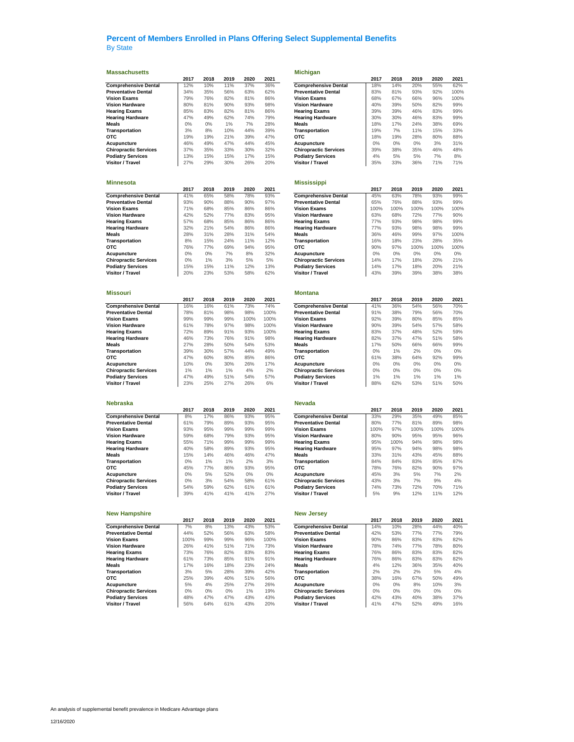## Percent of Members Enrolled in Plans Offering Select Supplemental Benefits

By State

### Massachusetts

| | 2017 | 2018 | 2019 | 2020 | 2021 |
|---|---|---|---|---|---|
| **Comprehensive Dental** | 12% | 10% | 11% | 37% | 36% |
| **Preventative Dental** | 34% | 35% | 56% | 63% | 62% |
| **Vision Exams** | 79% | 76% | 82% | 81% | 86% |
| **Vision Hardware** | 80% | 81% | 90% | 93% | 98% |
| **Hearing Exams** | 85% | 83% | 82% | 81% | 86% |
| **Hearing Hardware** | 47% | 49% | 62% | 74% | 79% |
| **Meals** | 0% | 0% | 1% | 7% | 28% |
| **Transportation** | 3% | 8% | 10% | 44% | 39% |
| **OTC** | 19% | 19% | 21% | 39% | 47% |
| **Acupuncture** | 46% | 49% | 47% | 44% | 45% |
| **Chiropractic Services** | 37% | 35% | 33% | 30% | 32% |
| **Podiatry Services** | 13% | 15% | 15% | 17% | 15% |
| **Visitor / Travel** | 27% | 29% | 30% | 26% | 20% |

### Michigan

| | 2017 | 2018 | 2019 | 2020 | 2021 |
|---|---|---|---|---|---|
| **Comprehensive Dental** | 18% | 14% | 20% | 55% | 62% |
| **Preventative Dental** | 83% | 81% | 93% | 92% | 100% |
| **Vision Exams** | 68% | 67% | 66% | 96% | 100% |
| **Vision Hardware** | 40% | 39% | 50% | 82% | 99% |
| **Hearing Exams** | 39% | 39% | 46% | 83% | 99% |
| **Hearing Hardware** | 30% | 30% | 46% | 83% | 99% |
| **Meals** | 18% | 17% | 24% | 38% | 69% |
| **Transportation** | 19% | 7% | 11% | 15% | 33% |
| **OTC** | 18% | 19% | 28% | 80% | 88% |
| **Acupuncture** | 0% | 0% | 0% | 3% | 31% |
| **Chiropractic Services** | 39% | 38% | 35% | 46% | 48% |
| **Podiatry Services** | 4% | 5% | 5% | 7% | 8% |
| **Visitor / Travel** | 35% | 33% | 36% | 71% | 71% |

### Minnesota

| | 2017 | 2018 | 2019 | 2020 | 2021 |
|---|---|---|---|---|---|
| **Comprehensive Dental** | 41% | 65% | 58% | 78% | 93% |
| **Preventative Dental** | 93% | 90% | 88% | 90% | 97% |
| **Vision Exams** | 71% | 68% | 85% | 86% | 86% |
| **Vision Hardware** | 42% | 52% | 77% | 83% | 95% |
| **Hearing Exams** | 57% | 68% | 85% | 86% | 86% |
| **Hearing Hardware** | 32% | 21% | 54% | 86% | 86% |
| **Meals** | 28% | 31% | 28% | 31% | 54% |
| **Transportation** | 8% | 15% | 24% | 11% | 12% |
| **OTC** | 76% | 77% | 69% | 94% | 95% |
| **Acupuncture** | 0% | 0% | 7% | 8% | 32% |
| **Chiropractic Services** | 0% | 1% | 3% | 5% | 5% |
| **Podiatry Services** | 15% | 15% | 11% | 12% | 13% |
| **Visitor / Travel** | 20% | 23% | 53% | 58% | 62% |

### Mississippi

| | 2017 | 2018 | 2019 | 2020 | 2021 |
|---|---|---|---|---|---|
| **Comprehensive Dental** | 45% | 63% | 78% | 93% | 99% |
| **Preventative Dental** | 65% | 76% | 88% | 93% | 99% |
| **Vision Exams** | 100% | 100% | 100% | 100% | 100% |
| **Vision Hardware** | 63% | 68% | 72% | 77% | 90% |
| **Hearing Exams** | 77% | 93% | 98% | 98% | 99% |
| **Hearing Hardware** | 77% | 93% | 98% | 98% | 99% |
| **Meals** | 36% | 46% | 99% | 97% | 100% |
| **Transportation** | 16% | 18% | 23% | 28% | 35% |
| **OTC** | 90% | 97% | 100% | 100% | 100% |
| **Acupuncture** | 0% | 0% | 0% | 0% | 0% |
| **Chiropractic Services** | 14% | 17% | 18% | 20% | 21% |
| **Podiatry Services** | 14% | 17% | 18% | 20% | 21% |
| **Visitor / Travel** | 43% | 39% | 39% | 38% | 38% |

### Missouri

| | 2017 | 2018 | 2019 | 2020 | 2021 |
|---|---|---|---|---|---|
| **Comprehensive Dental** | 16% | 16% | 61% | 73% | 74% |
| **Preventative Dental** | 78% | 81% | 98% | 98% | 100% |
| **Vision Exams** | 99% | 99% | 99% | 100% | 100% |
| **Vision Hardware** | 61% | 78% | 97% | 98% | 100% |
| **Hearing Exams** | 72% | 89% | 91% | 93% | 100% |
| **Hearing Hardware** | 46% | 73% | 76% | 91% | 98% |
| **Meals** | 27% | 28% | 50% | 54% | 53% |
| **Transportation** | 39% | 30% | 57% | 44% | 49% |
| **OTC** | 47% | 60% | 80% | 85% | 86% |
| **Acupuncture** | 10% | 0% | 30% | 26% | 17% |
| **Chiropractic Services** | 1% | 1% | 1% | 4% | 2% |
| **Podiatry Services** | 47% | 49% | 51% | 54% | 57% |
| **Visitor / Travel** | 23% | 25% | 27% | 26% | 6% |

### Montana

| | 2017 | 2018 | 2019 | 2020 | 2021 |
|---|---|---|---|---|---|
| **Comprehensive Dental** | 41% | 36% | 54% | 56% | 70% |
| **Preventative Dental** | 91% | 38% | 79% | 56% | 70% |
| **Vision Exams** | 92% | 39% | 80% | 85% | 85% |
| **Vision Hardware** | 90% | 39% | 54% | 57% | 58% |
| **Hearing Exams** | 83% | 37% | 48% | 52% | 59% |
| **Hearing Hardware** | 82% | 37% | 47% | 51% | 58% |
| **Meals** | 17% | 50% | 66% | 66% | 99% |
| **Transportation** | 0% | 1% | 2% | 0% | 0% |
| **OTC** | 61% | 38% | 64% | 92% | 99% |
| **Acupuncture** | 0% | 0% | 0% | 0% | 0% |
| **Chiropractic Services** | 0% | 0% | 0% | 0% | 0% |
| **Podiatry Services** | 1% | 1% | 1% | 1% | 1% |
| **Visitor / Travel** | 88% | 62% | 53% | 51% | 50% |

### Nebraska

| | 2017 | 2018 | 2019 | 2020 | 2021 |
|---|---|---|---|---|---|
| **Comprehensive Dental** | 8% | 17% | 86% | 93% | 95% |
| **Preventative Dental** | 61% | 79% | 89% | 93% | 95% |
| **Vision Exams** | 93% | 95% | 99% | 99% | 99% |
| **Vision Hardware** | 59% | 68% | 79% | 93% | 95% |
| **Hearing Exams** | 55% | 71% | 99% | 99% | 99% |
| **Hearing Hardware** | 40% | 58% | 89% | 93% | 95% |
| **Meals** | 15% | 14% | 46% | 46% | 47% |
| **Transportation** | 0% | 1% | 1% | 2% | 3% |
| **OTC** | 45% | 77% | 86% | 93% | 95% |
| **Acupuncture** | 0% | 5% | 52% | 0% | 0% |
| **Chiropractic Services** | 0% | 3% | 54% | 58% | 61% |
| **Podiatry Services** | 54% | 59% | 62% | 61% | 61% |
| **Visitor / Travel** | 39% | 41% | 41% | 41% | 27% |

### Nevada

| | 2017 | 2018 | 2019 | 2020 | 2021 |
|---|---|---|---|---|---|
| **Comprehensive Dental** | 33% | 29% | 35% | 49% | 85% |
| **Preventative Dental** | 80% | 77% | 81% | 89% | 98% |
| **Vision Exams** | 100% | 97% | 100% | 100% | 100% |
| **Vision Hardware** | 80% | 90% | 95% | 95% | 96% |
| **Hearing Exams** | 95% | 100% | 94% | 98% | 98% |
| **Hearing Hardware** | 95% | 97% | 94% | 98% | 98% |
| **Meals** | 33% | 31% | 43% | 45% | 88% |
| **Transportation** | 84% | 84% | 83% | 85% | 87% |
| **OTC** | 78% | 76% | 82% | 90% | 97% |
| **Acupuncture** | 45% | 3% | 5% | 7% | 2% |
| **Chiropractic Services** | 43% | 3% | 7% | 9% | 4% |
| **Podiatry Services** | 74% | 73% | 72% | 70% | 71% |
| **Visitor / Travel** | 5% | 9% | 12% | 11% | 12% |

### New Hampshire

| | 2017 | 2018 | 2019 | 2020 | 2021 |
|---|---|---|---|---|---|
| **Comprehensive Dental** | 7% | 8% | 13% | 43% | 53% |
| **Preventative Dental** | 44% | 52% | 56% | 63% | 58% |
| **Vision Exams** | 100% | 99% | 99% | 96% | 100% |
| **Vision Hardware** | 26% | 41% | 51% | 71% | 73% |
| **Hearing Exams** | 73% | 76% | 82% | 83% | 83% |
| **Hearing Hardware** | 61% | 73% | 85% | 91% | 91% |
| **Meals** | 17% | 16% | 18% | 23% | 24% |
| **Transportation** | 3% | 5% | 28% | 39% | 42% |
| **OTC** | 25% | 39% | 40% | 51% | 56% |
| **Acupuncture** | 5% | 4% | 25% | 27% | 26% |
| **Chiropractic Services** | 0% | 0% | 0% | 1% | 19% |
| **Podiatry Services** | 48% | 47% | 47% | 43% | 43% |
| **Visitor / Travel** | 56% | 64% | 61% | 43% | 20% |

### New Jersey

| | 2017 | 2018 | 2019 | 2020 | 2021 |
|---|---|---|---|---|---|
| **Comprehensive Dental** | 14% | 10% | 28% | 44% | 40% |
| **Preventative Dental** | 42% | 53% | 77% | 77% | 79% |
| **Vision Exams** | 90% | 86% | 83% | 83% | 82% |
| **Vision Hardware** | 78% | 74% | 77% | 78% | 80% |
| **Hearing Exams** | 76% | 86% | 83% | 83% | 82% |
| **Hearing Hardware** | 76% | 86% | 83% | 83% | 82% |
| **Meals** | 4% | 12% | 36% | 35% | 40% |
| **Transportation** | 2% | 2% | 2% | 5% | 4% |
| **OTC** | 38% | 16% | 67% | 50% | 49% |
| **Acupuncture** | 0% | 0% | 8% | 10% | 3% |
| **Chiropractic Services** | 0% | 0% | 0% | 0% | 0% |
| **Podiatry Services** | 42% | 43% | 40% | 38% | 37% |
| **Visitor / Travel** | 41% | 47% | 52% | 49% | 16% |

An analysis of supplemental benefit prevalence in Medicare Advantage plans

12/16/2020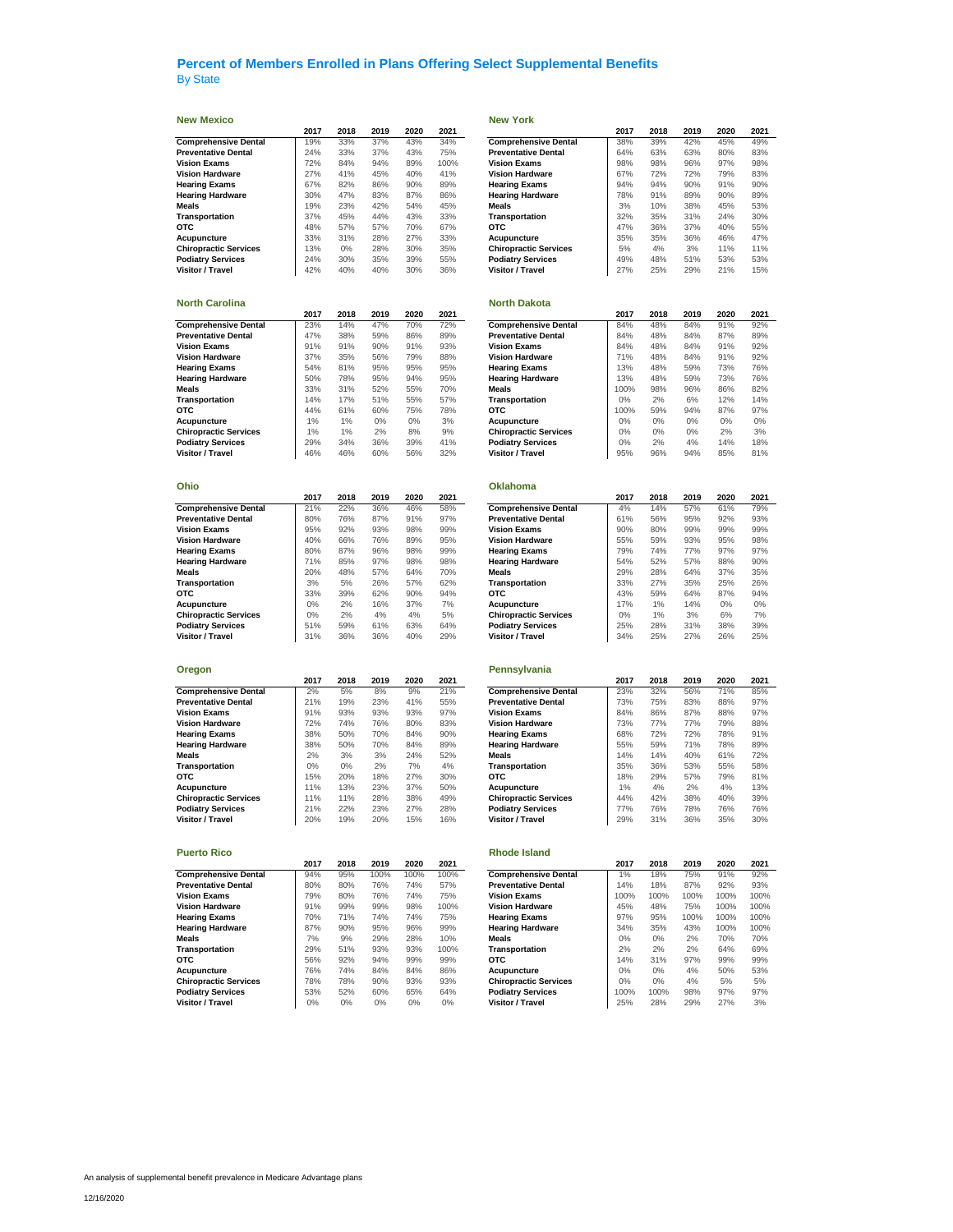## Percent of Members Enrolled in Plans Offering Select Supplemental Benefits

By State

### New Mexico

| | 2017 | 2018 | 2019 | 2020 | 2021 |
|---|---|---|---|---|---|
| **Comprehensive Dental** | 19% | 33% | 37% | 43% | 34% |
| **Preventative Dental** | 24% | 33% | 37% | 43% | 75% |
| **Vision Exams** | 72% | 84% | 94% | 89% | 100% |
| **Vision Hardware** | 27% | 41% | 45% | 40% | 41% |
| **Hearing Exams** | 67% | 82% | 86% | 90% | 89% |
| **Hearing Hardware** | 30% | 47% | 83% | 87% | 86% |
| **Meals** | 19% | 23% | 42% | 54% | 45% |
| **Transportation** | 37% | 45% | 44% | 43% | 33% |
| **OTC** | 48% | 57% | 57% | 70% | 67% |
| **Acupuncture** | 33% | 31% | 28% | 27% | 33% |
| **Chiropractic Services** | 13% | 0% | 28% | 30% | 35% |
| **Podiatry Services** | 24% | 30% | 35% | 39% | 55% |
| **Visitor / Travel** | 42% | 40% | 40% | 30% | 36% |

### New York

| | 2017 | 2018 | 2019 | 2020 | 2021 |
|---|---|---|---|---|---|
| **Comprehensive Dental** | 38% | 39% | 42% | 45% | 49% |
| **Preventative Dental** | 64% | 63% | 63% | 80% | 83% |
| **Vision Exams** | 98% | 98% | 96% | 97% | 98% |
| **Vision Hardware** | 67% | 72% | 72% | 79% | 83% |
| **Hearing Exams** | 94% | 94% | 90% | 91% | 90% |
| **Hearing Hardware** | 78% | 91% | 89% | 90% | 89% |
| **Meals** | 3% | 10% | 38% | 45% | 53% |
| **Transportation** | 32% | 35% | 31% | 24% | 30% |
| **OTC** | 47% | 36% | 37% | 40% | 55% |
| **Acupuncture** | 35% | 35% | 36% | 46% | 47% |
| **Chiropractic Services** | 5% | 4% | 3% | 11% | 11% |
| **Podiatry Services** | 49% | 48% | 51% | 53% | 53% |
| **Visitor / Travel** | 27% | 25% | 29% | 21% | 15% |

### North Carolina

| | 2017 | 2018 | 2019 | 2020 | 2021 |
|---|---|---|---|---|---|
| **Comprehensive Dental** | 23% | 14% | 47% | 70% | 72% |
| **Preventative Dental** | 47% | 38% | 59% | 86% | 89% |
| **Vision Exams** | 91% | 91% | 90% | 91% | 93% |
| **Vision Hardware** | 37% | 35% | 56% | 79% | 88% |
| **Hearing Exams** | 54% | 81% | 95% | 95% | 95% |
| **Hearing Hardware** | 50% | 78% | 95% | 94% | 95% |
| **Meals** | 33% | 31% | 52% | 55% | 70% |
| **Transportation** | 14% | 17% | 51% | 55% | 57% |
| **OTC** | 44% | 61% | 60% | 75% | 78% |
| **Acupuncture** | 1% | 1% | 0% | 0% | 3% |
| **Chiropractic Services** | 1% | 1% | 2% | 8% | 9% |
| **Podiatry Services** | 29% | 34% | 36% | 39% | 41% |
| **Visitor / Travel** | 46% | 46% | 60% | 56% | 32% |

### North Dakota

| | 2017 | 2018 | 2019 | 2020 | 2021 |
|---|---|---|---|---|---|
| **Comprehensive Dental** | 84% | 48% | 84% | 91% | 92% |
| **Preventative Dental** | 84% | 48% | 84% | 87% | 89% |
| **Vision Exams** | 84% | 48% | 84% | 91% | 92% |
| **Vision Hardware** | 71% | 48% | 84% | 91% | 92% |
| **Hearing Exams** | 13% | 48% | 59% | 73% | 76% |
| **Hearing Hardware** | 13% | 48% | 59% | 73% | 76% |
| **Meals** | 100% | 98% | 96% | 86% | 82% |
| **Transportation** | 0% | 2% | 6% | 12% | 14% |
| **OTC** | 100% | 59% | 94% | 87% | 97% |
| **Acupuncture** | 0% | 0% | 0% | 0% | 0% |
| **Chiropractic Services** | 0% | 0% | 0% | 2% | 3% |
| **Podiatry Services** | 0% | 2% | 4% | 14% | 18% |
| **Visitor / Travel** | 95% | 96% | 94% | 85% | 81% |

### Ohio

| | 2017 | 2018 | 2019 | 2020 | 2021 |
|---|---|---|---|---|---|
| **Comprehensive Dental** | 21% | 22% | 36% | 46% | 58% |
| **Preventative Dental** | 80% | 76% | 87% | 91% | 97% |
| **Vision Exams** | 95% | 92% | 93% | 98% | 99% |
| **Vision Hardware** | 40% | 66% | 76% | 89% | 95% |
| **Hearing Exams** | 80% | 87% | 96% | 98% | 99% |
| **Hearing Hardware** | 71% | 85% | 97% | 98% | 98% |
| **Meals** | 20% | 48% | 57% | 64% | 70% |
| **Transportation** | 3% | 5% | 26% | 57% | 62% |
| **OTC** | 33% | 39% | 62% | 90% | 94% |
| **Acupuncture** | 0% | 2% | 16% | 37% | 7% |
| **Chiropractic Services** | 0% | 2% | 4% | 4% | 5% |
| **Podiatry Services** | 51% | 59% | 61% | 63% | 64% |
| **Visitor / Travel** | 31% | 36% | 36% | 40% | 29% |

### Oklahoma

| | 2017 | 2018 | 2019 | 2020 | 2021 |
|---|---|---|---|---|---|
| **Comprehensive Dental** | 4% | 14% | 57% | 61% | 79% |
| **Preventative Dental** | 61% | 56% | 95% | 92% | 93% |
| **Vision Exams** | 90% | 80% | 99% | 99% | 99% |
| **Vision Hardware** | 55% | 59% | 93% | 95% | 98% |
| **Hearing Exams** | 79% | 74% | 77% | 97% | 97% |
| **Hearing Hardware** | 54% | 52% | 57% | 88% | 90% |
| **Meals** | 29% | 28% | 64% | 37% | 35% |
| **Transportation** | 33% | 27% | 35% | 25% | 26% |
| **OTC** | 43% | 59% | 64% | 87% | 94% |
| **Acupuncture** | 17% | 1% | 14% | 0% | 0% |
| **Chiropractic Services** | 0% | 1% | 3% | 6% | 7% |
| **Podiatry Services** | 25% | 28% | 31% | 38% | 39% |
| **Visitor / Travel** | 34% | 25% | 27% | 26% | 25% |

### Oregon

| | 2017 | 2018 | 2019 | 2020 | 2021 |
|---|---|---|---|---|---|
| **Comprehensive Dental** | 2% | 5% | 8% | 9% | 21% |
| **Preventative Dental** | 21% | 19% | 23% | 41% | 55% |
| **Vision Exams** | 91% | 93% | 93% | 93% | 97% |
| **Vision Hardware** | 72% | 74% | 76% | 80% | 83% |
| **Hearing Exams** | 38% | 50% | 70% | 84% | 90% |
| **Hearing Hardware** | 38% | 50% | 70% | 84% | 89% |
| **Meals** | 2% | 3% | 3% | 24% | 52% |
| **Transportation** | 0% | 0% | 2% | 7% | 4% |
| **OTC** | 15% | 20% | 18% | 27% | 30% |
| **Acupuncture** | 11% | 13% | 23% | 37% | 50% |
| **Chiropractic Services** | 11% | 11% | 28% | 38% | 49% |
| **Podiatry Services** | 21% | 22% | 23% | 27% | 28% |
| **Visitor / Travel** | 20% | 19% | 20% | 15% | 16% |

### Pennsylvania

| | 2017 | 2018 | 2019 | 2020 | 2021 |
|---|---|---|---|---|---|
| **Comprehensive Dental** | 23% | 32% | 56% | 71% | 85% |
| **Preventative Dental** | 73% | 75% | 83% | 88% | 97% |
| **Vision Exams** | 84% | 86% | 87% | 88% | 97% |
| **Vision Hardware** | 73% | 77% | 77% | 79% | 88% |
| **Hearing Exams** | 68% | 72% | 72% | 78% | 91% |
| **Hearing Hardware** | 55% | 59% | 71% | 78% | 89% |
| **Meals** | 14% | 14% | 40% | 61% | 72% |
| **Transportation** | 35% | 36% | 53% | 55% | 58% |
| **OTC** | 18% | 29% | 57% | 79% | 81% |
| **Acupuncture** | 1% | 4% | 2% | 4% | 13% |
| **Chiropractic Services** | 44% | 42% | 38% | 40% | 39% |
| **Podiatry Services** | 77% | 76% | 78% | 76% | 76% |
| **Visitor / Travel** | 29% | 31% | 36% | 35% | 30% |

### Puerto Rico

| | 2017 | 2018 | 2019 | 2020 | 2021 |
|---|---|---|---|---|---|
| **Comprehensive Dental** | 94% | 95% | 100% | 100% | 100% |
| **Preventative Dental** | 80% | 80% | 76% | 74% | 57% |
| **Vision Exams** | 79% | 80% | 76% | 74% | 75% |
| **Vision Hardware** | 91% | 99% | 99% | 98% | 100% |
| **Hearing Exams** | 70% | 71% | 74% | 74% | 75% |
| **Hearing Hardware** | 87% | 90% | 95% | 96% | 99% |
| **Meals** | 7% | 9% | 29% | 28% | 10% |
| **Transportation** | 29% | 51% | 93% | 93% | 100% |
| **OTC** | 56% | 92% | 94% | 99% | 99% |
| **Acupuncture** | 76% | 74% | 84% | 84% | 86% |
| **Chiropractic Services** | 78% | 78% | 90% | 93% | 93% |
| **Podiatry Services** | 53% | 52% | 60% | 65% | 64% |
| **Visitor / Travel** | 0% | 0% | 0% | 0% | 0% |

### Rhode Island

| | 2017 | 2018 | 2019 | 2020 | 2021 |
|---|---|---|---|---|---|
| **Comprehensive Dental** | 1% | 18% | 75% | 91% | 92% |
| **Preventative Dental** | 14% | 18% | 87% | 92% | 93% |
| **Vision Exams** | 100% | 100% | 100% | 100% | 100% |
| **Vision Hardware** | 45% | 48% | 75% | 100% | 100% |
| **Hearing Exams** | 97% | 95% | 100% | 100% | 100% |
| **Hearing Hardware** | 34% | 35% | 43% | 100% | 100% |
| **Meals** | 0% | 0% | 2% | 70% | 70% |
| **Transportation** | 2% | 2% | 2% | 64% | 69% |
| **OTC** | 14% | 31% | 97% | 99% | 99% |
| **Acupuncture** | 0% | 0% | 4% | 50% | 53% |
| **Chiropractic Services** | 0% | 0% | 4% | 5% | 5% |
| **Podiatry Services** | 100% | 100% | 98% | 97% | 97% |
| **Visitor / Travel** | 25% | 28% | 29% | 27% | 3% |

An analysis of supplemental benefit prevalence in Medicare Advantage plans

12/16/2020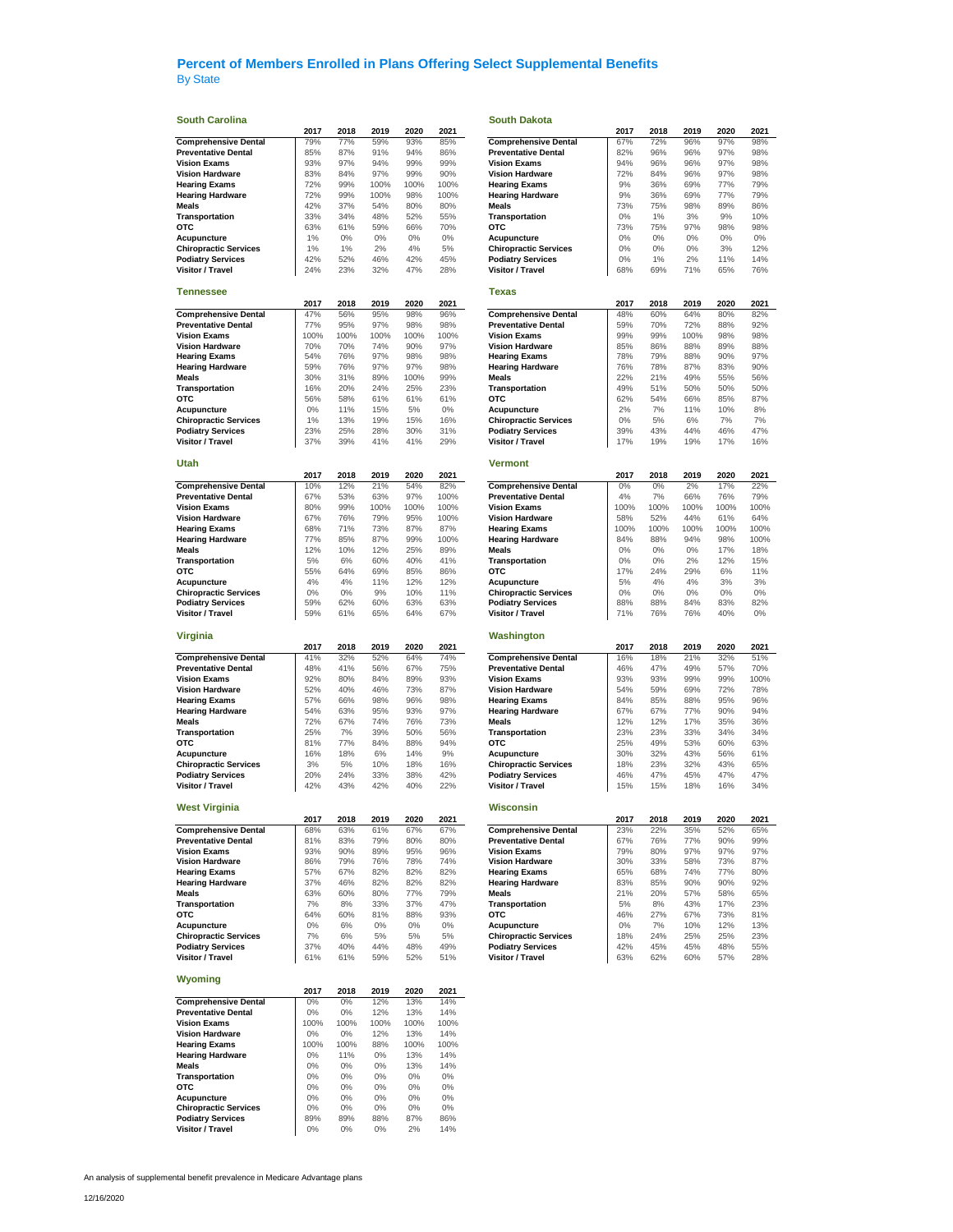# Percent of Members Enrolled in Plans Offering Select Supplemental Benefits

By State

### South Carolina

| | 2017 | 2018 | 2019 | 2020 | 2021 |
|---|---|---|---|---|---|
| **Comprehensive Dental** | 79% | 77% | 59% | 93% | 85% |
| **Preventative Dental** | 85% | 87% | 91% | 94% | 86% |
| **Vision Exams** | 93% | 97% | 94% | 99% | 99% |
| **Vision Hardware** | 83% | 84% | 97% | 99% | 90% |
| **Hearing Exams** | 72% | 99% | 100% | 100% | 100% |
| **Hearing Hardware** | 72% | 99% | 100% | 98% | 100% |
| **Meals** | 42% | 37% | 54% | 80% | 80% |
| **Transportation** | 33% | 34% | 48% | 52% | 55% |
| **OTC** | 63% | 61% | 59% | 66% | 70% |
| **Acupuncture** | 1% | 0% | 0% | 0% | 0% |
| **Chiropractic Services** | 1% | 1% | 2% | 4% | 5% |
| **Podiatry Services** | 42% | 52% | 46% | 42% | 45% |
| **Visitor / Travel** | 24% | 23% | 32% | 47% | 28% |

### South Dakota

| | 2017 | 2018 | 2019 | 2020 | 2021 |
|---|---|---|---|---|---|
| **Comprehensive Dental** | 67% | 72% | 96% | 97% | 98% |
| **Preventative Dental** | 82% | 96% | 96% | 97% | 98% |
| **Vision Exams** | 94% | 96% | 96% | 97% | 98% |
| **Vision Hardware** | 72% | 84% | 96% | 97% | 98% |
| **Hearing Exams** | 9% | 36% | 69% | 77% | 79% |
| **Hearing Hardware** | 9% | 36% | 69% | 77% | 79% |
| **Meals** | 73% | 75% | 98% | 89% | 86% |
| **Transportation** | 0% | 1% | 3% | 9% | 10% |
| **OTC** | 73% | 75% | 97% | 98% | 98% |
| **Acupuncture** | 0% | 0% | 0% | 0% | 0% |
| **Chiropractic Services** | 0% | 0% | 0% | 3% | 12% |
| **Podiatry Services** | 0% | 1% | 2% | 11% | 14% |
| **Visitor / Travel** | 68% | 69% | 71% | 65% | 76% |

### Tennessee

| | 2017 | 2018 | 2019 | 2020 | 2021 |
|---|---|---|---|---|---|
| **Comprehensive Dental** | 47% | 56% | 95% | 98% | 96% |
| **Preventative Dental** | 77% | 95% | 97% | 98% | 98% |
| **Vision Exams** | 100% | 100% | 100% | 100% | 100% |
| **Vision Hardware** | 70% | 70% | 74% | 90% | 97% |
| **Hearing Exams** | 54% | 76% | 97% | 98% | 98% |
| **Hearing Hardware** | 59% | 76% | 97% | 97% | 98% |
| **Meals** | 30% | 31% | 89% | 100% | 99% |
| **Transportation** | 16% | 20% | 24% | 25% | 23% |
| **OTC** | 56% | 58% | 61% | 61% | 61% |
| **Acupuncture** | 0% | 11% | 15% | 5% | 0% |
| **Chiropractic Services** | 1% | 13% | 19% | 15% | 16% |
| **Podiatry Services** | 23% | 25% | 28% | 30% | 31% |
| **Visitor / Travel** | 37% | 39% | 41% | 41% | 29% |

### Texas

| | 2017 | 2018 | 2019 | 2020 | 2021 |
|---|---|---|---|---|---|
| **Comprehensive Dental** | 48% | 60% | 64% | 80% | 82% |
| **Preventative Dental** | 59% | 70% | 72% | 88% | 92% |
| **Vision Exams** | 99% | 99% | 100% | 98% | 98% |
| **Vision Hardware** | 85% | 86% | 88% | 89% | 88% |
| **Hearing Exams** | 78% | 79% | 88% | 90% | 97% |
| **Hearing Hardware** | 76% | 78% | 87% | 83% | 90% |
| **Meals** | 22% | 21% | 49% | 55% | 56% |
| **Transportation** | 49% | 51% | 50% | 50% | 50% |
| **OTC** | 62% | 54% | 66% | 85% | 87% |
| **Acupuncture** | 2% | 7% | 11% | 10% | 8% |
| **Chiropractic Services** | 0% | 5% | 6% | 7% | 7% |
| **Podiatry Services** | 39% | 43% | 44% | 46% | 47% |
| **Visitor / Travel** | 17% | 19% | 19% | 17% | 16% |

### Utah

| | 2017 | 2018 | 2019 | 2020 | 2021 |
|---|---|---|---|---|---|
| **Comprehensive Dental** | 10% | 12% | 21% | 54% | 82% |
| **Preventative Dental** | 67% | 53% | 63% | 97% | 100% |
| **Vision Exams** | 80% | 99% | 100% | 100% | 100% |
| **Vision Hardware** | 67% | 76% | 79% | 95% | 100% |
| **Hearing Exams** | 68% | 71% | 73% | 87% | 87% |
| **Hearing Hardware** | 77% | 85% | 87% | 99% | 100% |
| **Meals** | 12% | 10% | 12% | 25% | 89% |
| **Transportation** | 5% | 6% | 60% | 40% | 41% |
| **OTC** | 55% | 64% | 69% | 85% | 86% |
| **Acupuncture** | 4% | 4% | 11% | 12% | 12% |
| **Chiropractic Services** | 0% | 0% | 9% | 10% | 11% |
| **Podiatry Services** | 59% | 62% | 60% | 63% | 63% |
| **Visitor / Travel** | 59% | 61% | 65% | 64% | 67% |

### Vermont

| | 2017 | 2018 | 2019 | 2020 | 2021 |
|---|---|---|---|---|---|
| **Comprehensive Dental** | 0% | 0% | 2% | 17% | 22% |
| **Preventative Dental** | 4% | 7% | 66% | 76% | 79% |
| **Vision Exams** | 100% | 100% | 100% | 100% | 100% |
| **Vision Hardware** | 58% | 52% | 44% | 61% | 64% |
| **Hearing Exams** | 100% | 100% | 100% | 100% | 100% |
| **Hearing Hardware** | 84% | 88% | 94% | 98% | 100% |
| **Meals** | 0% | 0% | 0% | 17% | 18% |
| **Transportation** | 0% | 0% | 2% | 12% | 15% |
| **OTC** | 17% | 24% | 29% | 6% | 11% |
| **Acupuncture** | 5% | 4% | 4% | 3% | 3% |
| **Chiropractic Services** | 0% | 0% | 0% | 0% | 0% |
| **Podiatry Services** | 88% | 88% | 84% | 83% | 82% |
| **Visitor / Travel** | 71% | 76% | 76% | 40% | 0% |

### Virginia

| | 2017 | 2018 | 2019 | 2020 | 2021 |
|---|---|---|---|---|---|
| **Comprehensive Dental** | 41% | 32% | 52% | 64% | 74% |
| **Preventative Dental** | 48% | 41% | 56% | 67% | 75% |
| **Vision Exams** | 92% | 80% | 84% | 89% | 93% |
| **Vision Hardware** | 52% | 40% | 46% | 73% | 87% |
| **Hearing Exams** | 57% | 66% | 98% | 96% | 98% |
| **Hearing Hardware** | 54% | 63% | 95% | 93% | 97% |
| **Meals** | 72% | 67% | 74% | 76% | 73% |
| **Transportation** | 25% | 7% | 39% | 50% | 56% |
| **OTC** | 81% | 77% | 84% | 88% | 94% |
| **Acupuncture** | 16% | 18% | 6% | 14% | 9% |
| **Chiropractic Services** | 3% | 5% | 10% | 18% | 16% |
| **Podiatry Services** | 20% | 24% | 33% | 38% | 42% |
| **Visitor / Travel** | 42% | 43% | 42% | 40% | 22% |

### Washington

| | 2017 | 2018 | 2019 | 2020 | 2021 |
|---|---|---|---|---|---|
| **Comprehensive Dental** | 16% | 18% | 21% | 32% | 51% |
| **Preventative Dental** | 46% | 47% | 49% | 57% | 70% |
| **Vision Exams** | 93% | 93% | 99% | 99% | 100% |
| **Vision Hardware** | 54% | 59% | 69% | 72% | 78% |
| **Hearing Exams** | 84% | 85% | 88% | 95% | 96% |
| **Hearing Hardware** | 67% | 67% | 77% | 90% | 94% |
| **Meals** | 12% | 12% | 17% | 35% | 36% |
| **Transportation** | 23% | 23% | 33% | 34% | 34% |
| **OTC** | 25% | 49% | 53% | 60% | 63% |
| **Acupuncture** | 30% | 32% | 43% | 56% | 61% |
| **Chiropractic Services** | 18% | 23% | 32% | 43% | 65% |
| **Podiatry Services** | 46% | 47% | 45% | 47% | 47% |
| **Visitor / Travel** | 15% | 15% | 18% | 16% | 34% |

### West Virginia

| | 2017 | 2018 | 2019 | 2020 | 2021 |
|---|---|---|---|---|---|
| **Comprehensive Dental** | 68% | 63% | 61% | 67% | 67% |
| **Preventative Dental** | 81% | 83% | 79% | 80% | 80% |
| **Vision Exams** | 93% | 90% | 89% | 95% | 96% |
| **Vision Hardware** | 86% | 79% | 76% | 78% | 74% |
| **Hearing Exams** | 57% | 67% | 82% | 82% | 82% |
| **Hearing Hardware** | 37% | 46% | 82% | 82% | 82% |
| **Meals** | 63% | 60% | 80% | 77% | 79% |
| **Transportation** | 7% | 8% | 33% | 37% | 47% |
| **OTC** | 64% | 60% | 81% | 88% | 93% |
| **Acupuncture** | 0% | 6% | 0% | 0% | 0% |
| **Chiropractic Services** | 7% | 6% | 5% | 5% | 5% |
| **Podiatry Services** | 37% | 40% | 44% | 48% | 49% |
| **Visitor / Travel** | 61% | 61% | 59% | 52% | 51% |

### Wisconsin

| | 2017 | 2018 | 2019 | 2020 | 2021 |
|---|---|---|---|---|---|
| **Comprehensive Dental** | 23% | 22% | 35% | 52% | 65% |
| **Preventative Dental** | 67% | 76% | 77% | 90% | 99% |
| **Vision Exams** | 79% | 80% | 97% | 97% | 97% |
| **Vision Hardware** | 30% | 33% | 58% | 73% | 87% |
| **Hearing Exams** | 65% | 68% | 74% | 77% | 80% |
| **Hearing Hardware** | 83% | 85% | 90% | 90% | 92% |
| **Meals** | 21% | 20% | 57% | 58% | 65% |
| **Transportation** | 5% | 8% | 43% | 17% | 23% |
| **OTC** | 46% | 27% | 67% | 73% | 81% |
| **Acupuncture** | 0% | 7% | 10% | 12% | 13% |
| **Chiropractic Services** | 18% | 24% | 25% | 25% | 23% |
| **Podiatry Services** | 42% | 45% | 45% | 48% | 55% |
| **Visitor / Travel** | 63% | 62% | 60% | 57% | 28% |

### Wyoming

| | 2017 | 2018 | 2019 | 2020 | 2021 |
|---|---|---|---|---|---|
| **Comprehensive Dental** | 0% | 0% | 12% | 13% | 14% |
| **Preventative Dental** | 0% | 0% | 12% | 13% | 14% |
| **Vision Exams** | 100% | 100% | 100% | 100% | 100% |
| **Vision Hardware** | 0% | 0% | 12% | 13% | 14% |
| **Hearing Exams** | 100% | 100% | 88% | 100% | 100% |
| **Hearing Hardware** | 0% | 11% | 0% | 13% | 14% |
| **Meals** | 0% | 0% | 0% | 13% | 14% |
| **Transportation** | 0% | 0% | 0% | 0% | 0% |
| **OTC** | 0% | 0% | 0% | 0% | 0% |
| **Acupuncture** | 0% | 0% | 0% | 0% | 0% |
| **Chiropractic Services** | 0% | 0% | 0% | 0% | 0% |
| **Podiatry Services** | 89% | 89% | 88% | 87% | 86% |
| **Visitor / Travel** | 0% | 0% | 0% | 2% | 14% |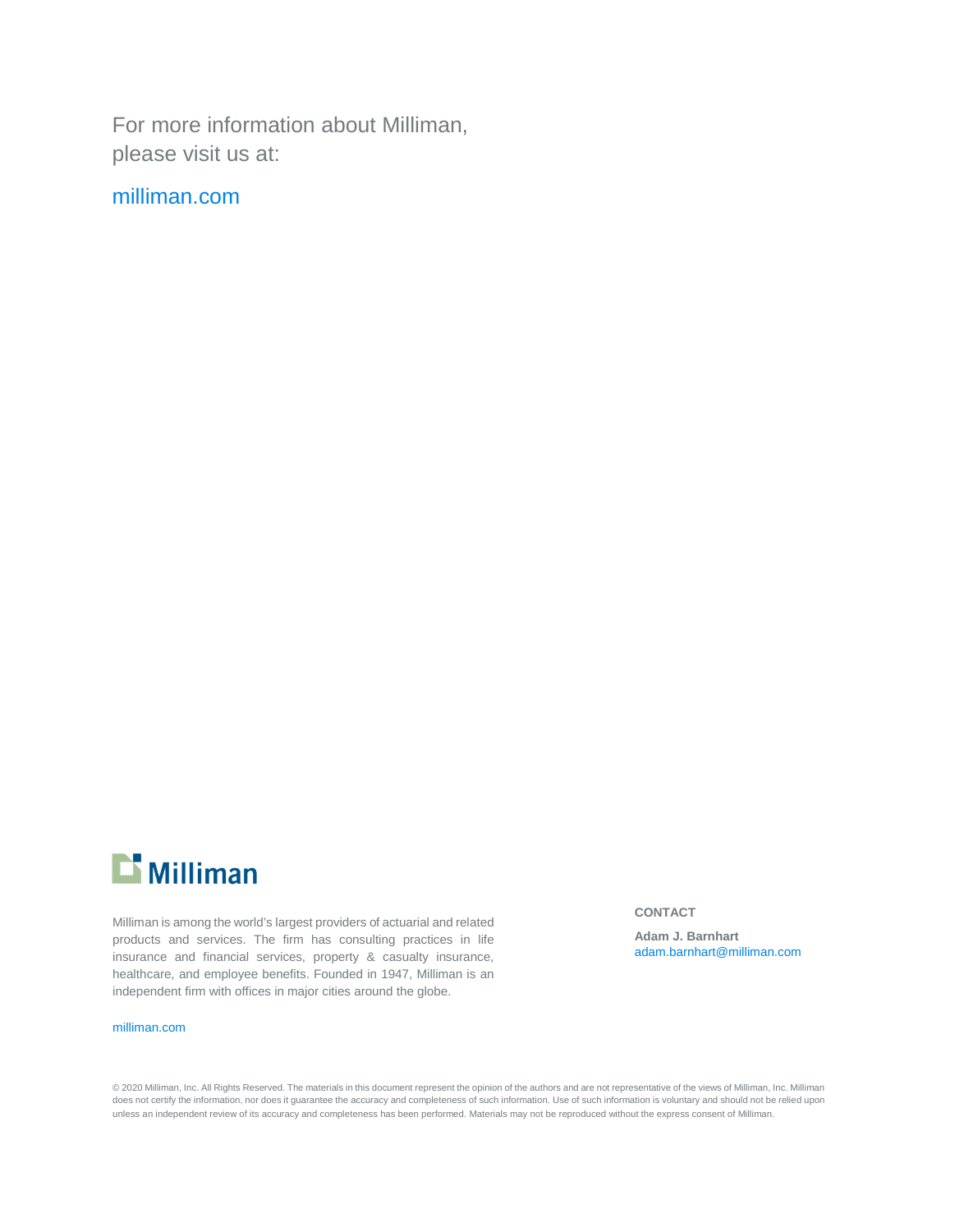For more information about Milliman, please visit us at:

milliman.com

Milliman

Milliman is among the world's largest providers of actuarial and related products and services. The firm has consulting practices in life insurance and financial services, property & casualty insurance, healthcare, and employee benefits. Founded in 1947, Milliman is an independent firm with offices in major cities around the globe.

milliman.com

**CONTACT**

**Adam J. Barnhart**
adam.barnhart@milliman.com

© 2020 Milliman, Inc. All Rights Reserved. The materials in this document represent the opinion of the authors and are not representative of the views of Milliman, Inc. Milliman does not certify the information, nor does it guarantee the accuracy and completeness of such information. Use of such information is voluntary and should not be relied upon unless an independent review of its accuracy and completeness has been performed. Materials may not be reproduced without the express consent of Milliman.